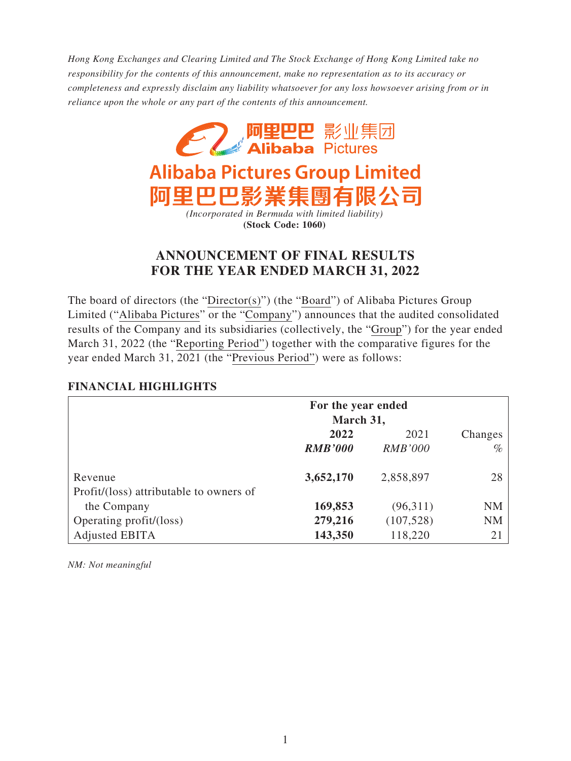*Hong Kong Exchanges and Clearing Limited and The Stock Exchange of Hong Kong Limited take no responsibility for the contents of this announcement, make no representation as to its accuracy or completeness and expressly disclaim any liability whatsoever for any loss howsoever arising from or in reliance upon the whole or any part of the contents of this announcement.*

阿里巴巴 影业集团
Alibaba Pictures

# Alibaba Pictures Group Limited
# 阿里巴巴影業集團有限公司

*(Incorporated in Bermuda with limited liability)*
**(Stock Code: 1060)**

## ANNOUNCEMENT OF FINAL RESULTS FOR THE YEAR ENDED MARCH 31, 2022

The board of directors (the "Director(s)") (the "Board") of Alibaba Pictures Group Limited ("Alibaba Pictures" or the "Company") announces that the audited consolidated results of the Company and its subsidiaries (collectively, the "Group") for the year ended March 31, 2022 (the "Reporting Period") together with the comparative figures for the year ended March 31, 2021 (the "Previous Period") were as follows:

### FINANCIAL HIGHLIGHTS

| | For the year ended March 31, | | |
|---|---|---|---|
| | **2022** | 2021 | Changes |
| | ***RMB'000*** | *RMB'000* | *%* |
| Revenue | **3,652,170** | 2,858,897 | 28 |
| Profit/(loss) attributable to owners of the Company | **169,853** | (96,311) | NM |
| Operating profit/(loss) | **279,216** | (107,528) | NM |
| Adjusted EBITA | **143,350** | 118,220 | 21 |

*NM: Not meaningful*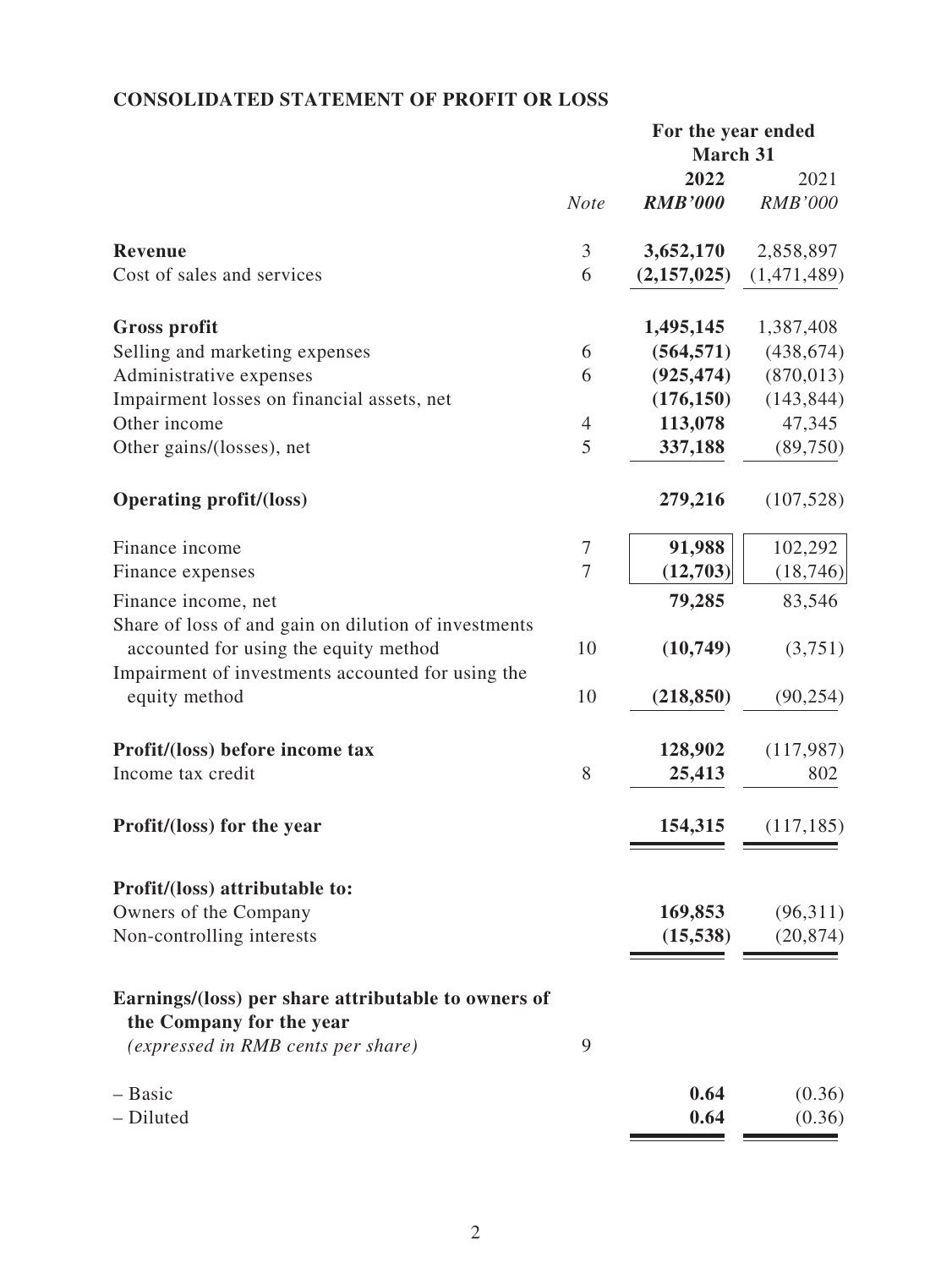## CONSOLIDATED STATEMENT OF PROFIT OR LOSS

| | Note | For the year ended March 31 | |
|---|---|---|---|
| | | **2022** | 2021 |
| | | ***RMB'000*** | *RMB'000* |
| **Revenue** | 3 | **3,652,170** | 2,858,897 |
| Cost of sales and services | 6 | **(2,157,025)** | (1,471,489) |
| **Gross profit** | | **1,495,145** | 1,387,408 |
| Selling and marketing expenses | 6 | **(564,571)** | (438,674) |
| Administrative expenses | 6 | **(925,474)** | (870,013) |
| Impairment losses on financial assets, net | | **(176,150)** | (143,844) |
| Other income | 4 | **113,078** | 47,345 |
| Other gains/(losses), net | 5 | **337,188** | (89,750) |
| **Operating profit/(loss)** | | **279,216** | (107,528) |
| Finance income | 7 | **91,988** | 102,292 |
| Finance expenses | 7 | **(12,703)** | (18,746) |
| Finance income, net | | **79,285** | 83,546 |
| Share of loss of and gain on dilution of investments accounted for using the equity method | 10 | **(10,749)** | (3,751) |
| Impairment of investments accounted for using the equity method | 10 | **(218,850)** | (90,254) |
| **Profit/(loss) before income tax** | | **128,902** | (117,987) |
| Income tax credit | 8 | **25,413** | 802 |
| **Profit/(loss) for the year** | | **154,315** | (117,185) |
| **Profit/(loss) attributable to:** | | | |
| Owners of the Company | | **169,853** | (96,311) |
| Non-controlling interests | | **(15,538)** | (20,874) |
| **Earnings/(loss) per share attributable to owners of the Company for the year** *(expressed in RMB cents per share)* | 9 | | |
| – Basic | | **0.64** | (0.36) |
| – Diluted | | **0.64** | (0.36) |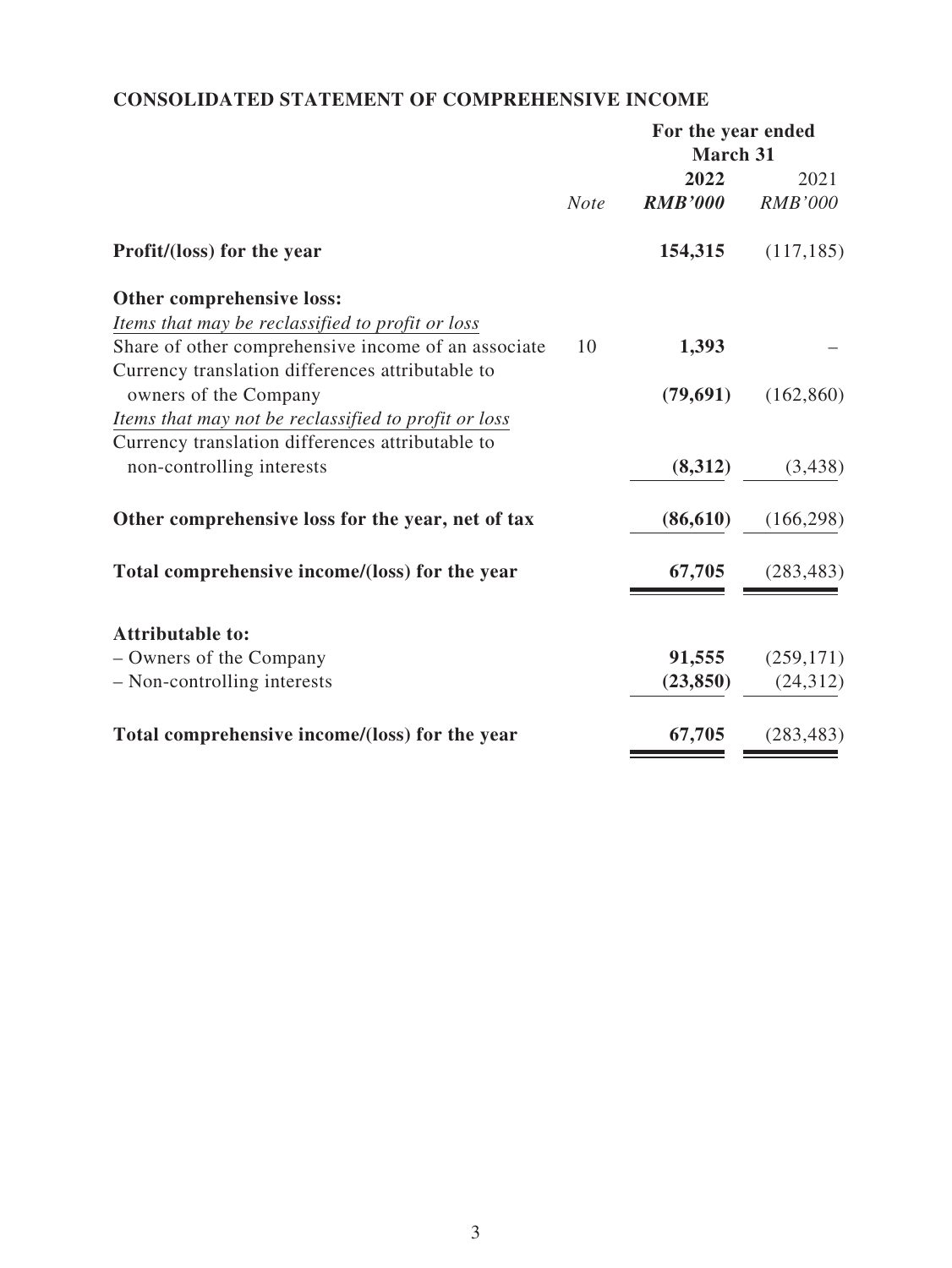## CONSOLIDATED STATEMENT OF COMPREHENSIVE INCOME

| | | For the year ended March 31 | |
|---|---|---|---|
| | | **2022** | 2021 |
| | *Note* | ***RMB'000*** | *RMB'000* |
| **Profit/(loss) for the year** | | **154,315** | (117,185) |
| **Other comprehensive loss:** | | | |
| *Items that may be reclassified to profit or loss* | | | |
| Share of other comprehensive income of an associate | 10 | **1,393** | – |
| Currency translation differences attributable to owners of the Company | | **(79,691)** | (162,860) |
| *Items that may not be reclassified to profit or loss* | | | |
| Currency translation differences attributable to non-controlling interests | | **(8,312)** | (3,438) |
| **Other comprehensive loss for the year, net of tax** | | **(86,610)** | (166,298) |
| **Total comprehensive income/(loss) for the year** | | **67,705** | (283,483) |
| **Attributable to:** | | | |
| – Owners of the Company | | **91,555** | (259,171) |
| – Non-controlling interests | | **(23,850)** | (24,312) |
| **Total comprehensive income/(loss) for the year** | | **67,705** | (283,483) |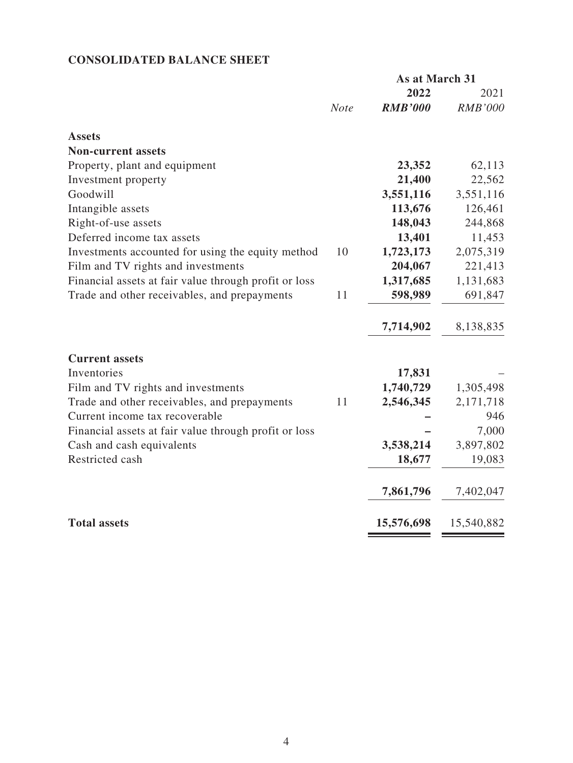## CONSOLIDATED BALANCE SHEET

| | | As at March 31 | |
|---|---|---|---|
| | | **2022** | 2021 |
| | *Note* | ***RMB'000*** | *RMB'000* |
| **Assets** | | | |
| **Non-current assets** | | | |
| Property, plant and equipment | | **23,352** | 62,113 |
| Investment property | | **21,400** | 22,562 |
| Goodwill | | **3,551,116** | 3,551,116 |
| Intangible assets | | **113,676** | 126,461 |
| Right-of-use assets | | **148,043** | 244,868 |
| Deferred income tax assets | | **13,401** | 11,453 |
| Investments accounted for using the equity method | 10 | **1,723,173** | 2,075,319 |
| Film and TV rights and investments | | **204,067** | 221,413 |
| Financial assets at fair value through profit or loss | | **1,317,685** | 1,131,683 |
| Trade and other receivables, and prepayments | 11 | **598,989** | 691,847 |
| | | **7,714,902** | 8,138,835 |
| **Current assets** | | | |
| Inventories | | **17,831** | – |
| Film and TV rights and investments | | **1,740,729** | 1,305,498 |
| Trade and other receivables, and prepayments | 11 | **2,546,345** | 2,171,718 |
| Current income tax recoverable | | **–** | 946 |
| Financial assets at fair value through profit or loss | | **–** | 7,000 |
| Cash and cash equivalents | | **3,538,214** | 3,897,802 |
| Restricted cash | | **18,677** | 19,083 |
| | | **7,861,796** | 7,402,047 |
| **Total assets** | | **15,576,698** | 15,540,882 |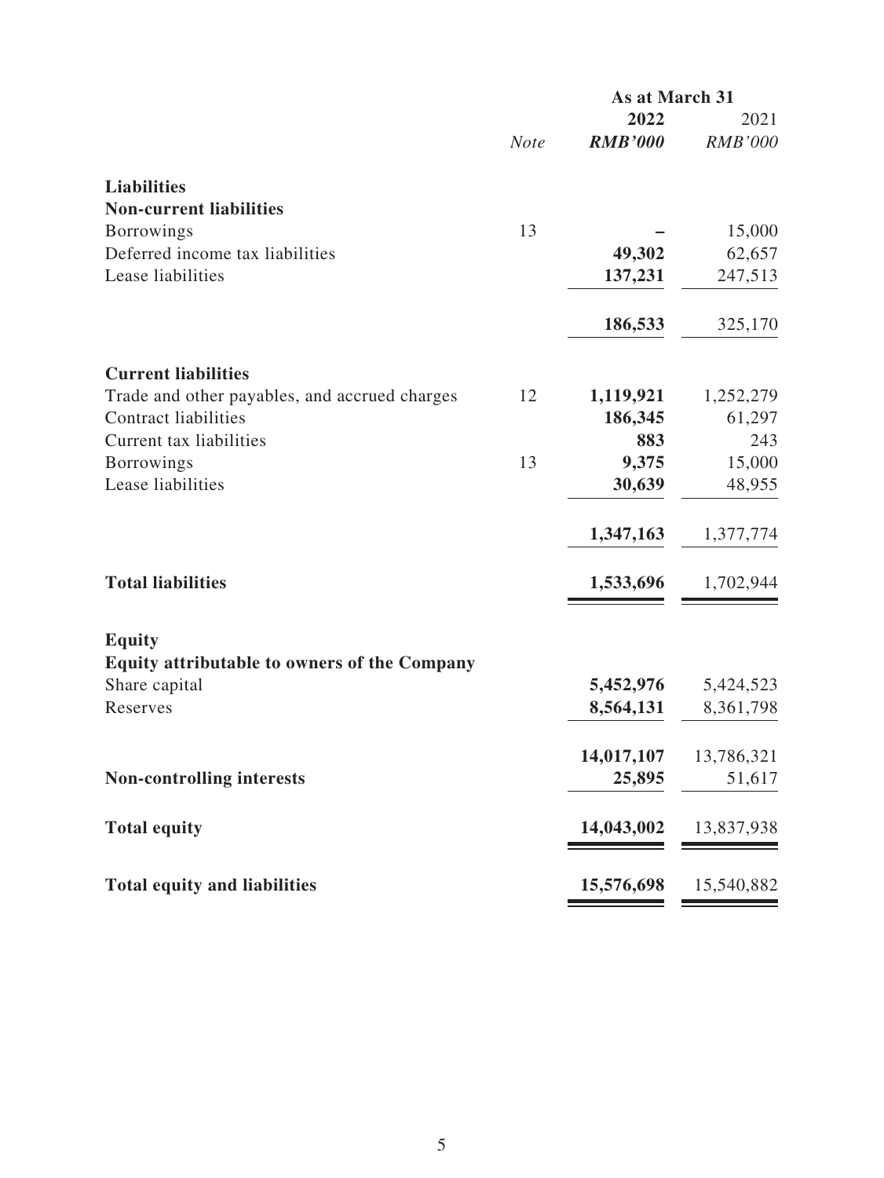| | | As at March 31 | |
|---|---|---|---|
| | | **2022** | 2021 |
| | *Note* | ***RMB'000*** | *RMB'000* |
| **Liabilities** | | | |
| **Non-current liabilities** | | | |
| Borrowings | 13 | **–** | 15,000 |
| Deferred income tax liabilities | | **49,302** | 62,657 |
| Lease liabilities | | **137,231** | 247,513 |
| | | **186,533** | 325,170 |
| **Current liabilities** | | | |
| Trade and other payables, and accrued charges | 12 | **1,119,921** | 1,252,279 |
| Contract liabilities | | **186,345** | 61,297 |
| Current tax liabilities | | **883** | 243 |
| Borrowings | 13 | **9,375** | 15,000 |
| Lease liabilities | | **30,639** | 48,955 |
| | | **1,347,163** | 1,377,774 |
| **Total liabilities** | | **1,533,696** | 1,702,944 |
| **Equity** | | | |
| **Equity attributable to owners of the Company** | | | |
| Share capital | | **5,452,976** | 5,424,523 |
| Reserves | | **8,564,131** | 8,361,798 |
| | | **14,017,107** | 13,786,321 |
| **Non-controlling interests** | | **25,895** | 51,617 |
| **Total equity** | | **14,043,002** | 13,837,938 |
| **Total equity and liabilities** | | **15,576,698** | 15,540,882 |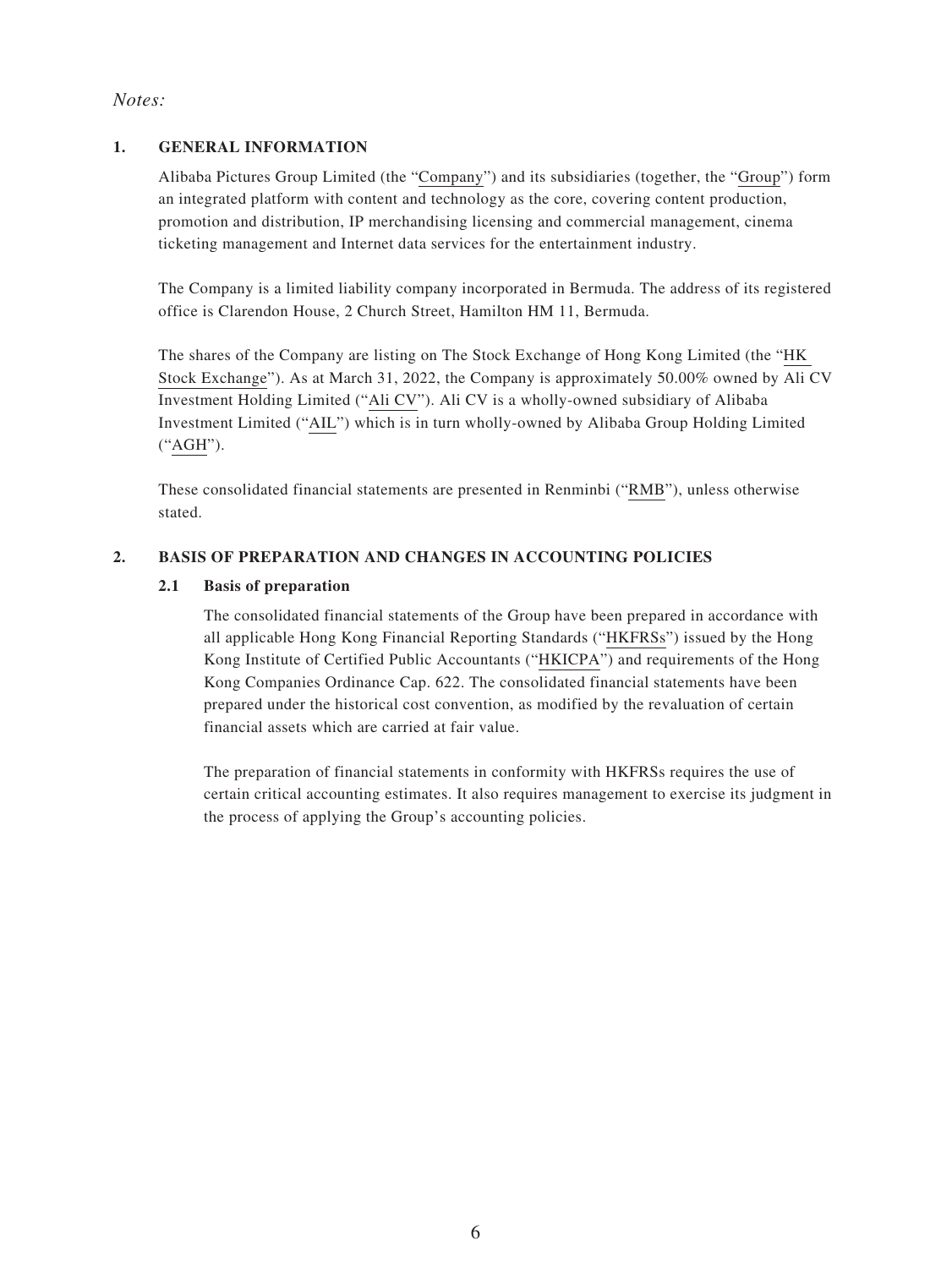*Notes:*

## 1. GENERAL INFORMATION

Alibaba Pictures Group Limited (the "Company") and its subsidiaries (together, the "Group") form an integrated platform with content and technology as the core, covering content production, promotion and distribution, IP merchandising licensing and commercial management, cinema ticketing management and Internet data services for the entertainment industry.

The Company is a limited liability company incorporated in Bermuda. The address of its registered office is Clarendon House, 2 Church Street, Hamilton HM 11, Bermuda.

The shares of the Company are listing on The Stock Exchange of Hong Kong Limited (the "HK Stock Exchange"). As at March 31, 2022, the Company is approximately 50.00% owned by Ali CV Investment Holding Limited ("Ali CV"). Ali CV is a wholly-owned subsidiary of Alibaba Investment Limited ("AIL") which is in turn wholly-owned by Alibaba Group Holding Limited ("AGH").

These consolidated financial statements are presented in Renminbi ("RMB"), unless otherwise stated.

## 2. BASIS OF PREPARATION AND CHANGES IN ACCOUNTING POLICIES

### 2.1 Basis of preparation

The consolidated financial statements of the Group have been prepared in accordance with all applicable Hong Kong Financial Reporting Standards ("HKFRSs") issued by the Hong Kong Institute of Certified Public Accountants ("HKICPA") and requirements of the Hong Kong Companies Ordinance Cap. 622. The consolidated financial statements have been prepared under the historical cost convention, as modified by the revaluation of certain financial assets which are carried at fair value.

The preparation of financial statements in conformity with HKFRSs requires the use of certain critical accounting estimates. It also requires management to exercise its judgment in the process of applying the Group's accounting policies.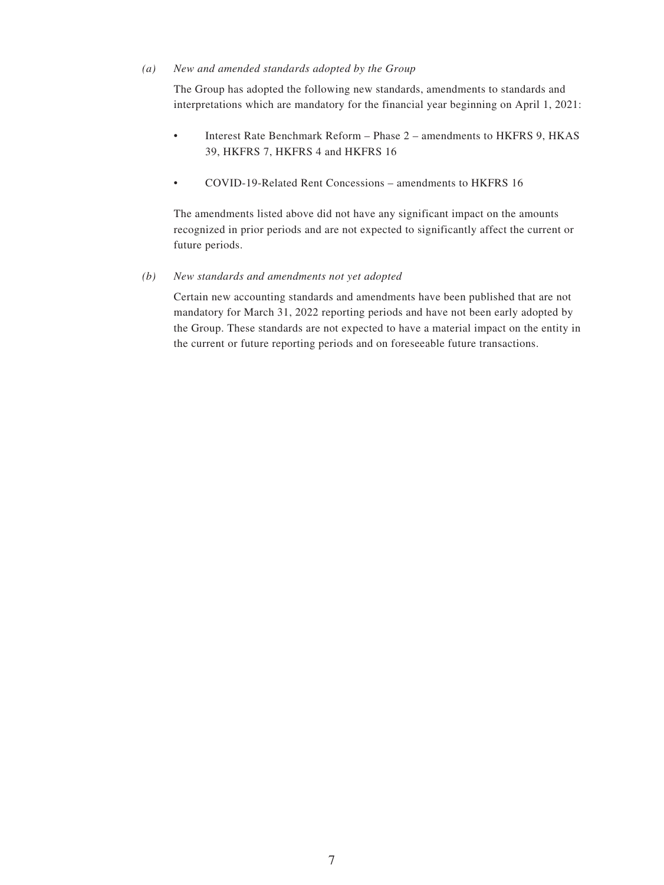*(a) New and amended standards adopted by the Group*

The Group has adopted the following new standards, amendments to standards and interpretations which are mandatory for the financial year beginning on April 1, 2021:

- Interest Rate Benchmark Reform – Phase 2 – amendments to HKFRS 9, HKAS 39, HKFRS 7, HKFRS 4 and HKFRS 16

- COVID-19-Related Rent Concessions – amendments to HKFRS 16

The amendments listed above did not have any significant impact on the amounts recognized in prior periods and are not expected to significantly affect the current or future periods.

*(b) New standards and amendments not yet adopted*

Certain new accounting standards and amendments have been published that are not mandatory for March 31, 2022 reporting periods and have not been early adopted by the Group. These standards are not expected to have a material impact on the entity in the current or future reporting periods and on foreseeable future transactions.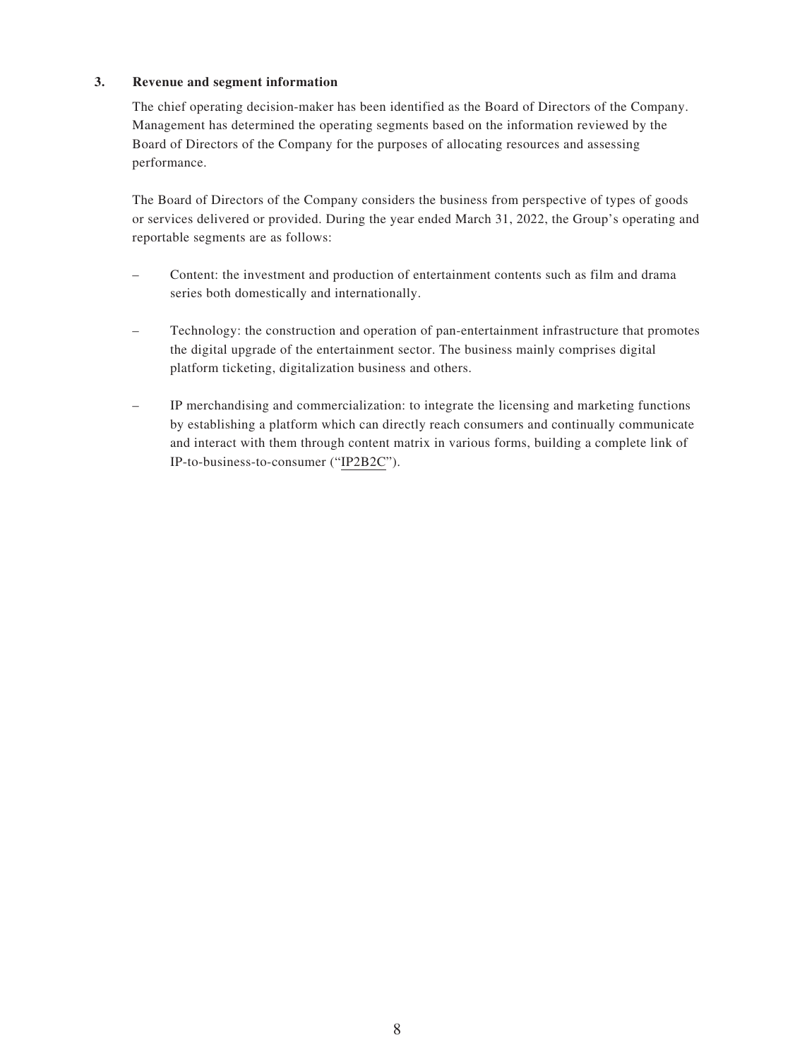### 3. Revenue and segment information

The chief operating decision-maker has been identified as the Board of Directors of the Company. Management has determined the operating segments based on the information reviewed by the Board of Directors of the Company for the purposes of allocating resources and assessing performance.

The Board of Directors of the Company considers the business from perspective of types of goods or services delivered or provided. During the year ended March 31, 2022, the Group's operating and reportable segments are as follows:

- Content: the investment and production of entertainment contents such as film and drama series both domestically and internationally.
- Technology: the construction and operation of pan-entertainment infrastructure that promotes the digital upgrade of the entertainment sector. The business mainly comprises digital platform ticketing, digitalization business and others.
- IP merchandising and commercialization: to integrate the licensing and marketing functions by establishing a platform which can directly reach consumers and continually communicate and interact with them through content matrix in various forms, building a complete link of IP-to-business-to-consumer ("IP2B2C").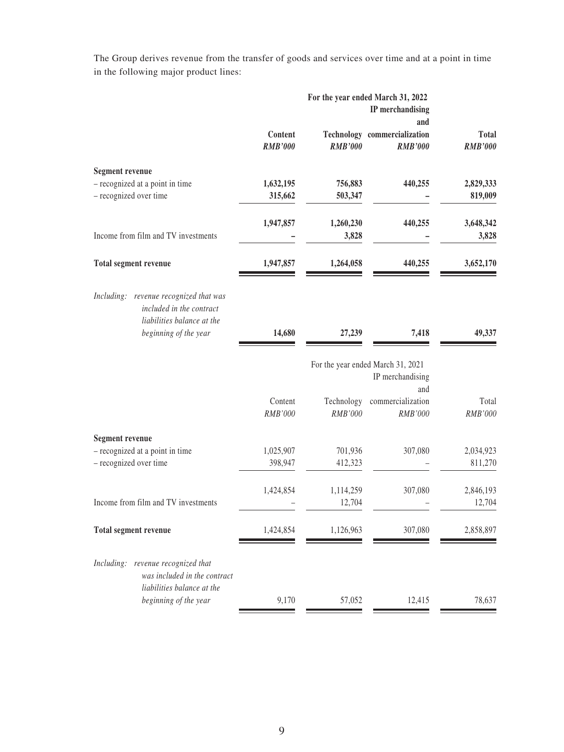The Group derives revenue from the transfer of goods and services over time and at a point in time in the following major product lines:

| | For the year ended March 31, 2022 | | | |
|---|---|---|---|---|
| | **Content** | **Technology** | **IP merchandising and commercialization** | **Total** |
| | ***RMB'000*** | ***RMB'000*** | ***RMB'000*** | ***RMB'000*** |
| **Segment revenue** | | | | |
| – recognized at a point in time | **1,632,195** | **756,883** | **440,255** | **2,829,333** |
| – recognized over time | **315,662** | **503,347** | **–** | **819,009** |
| | **1,947,857** | **1,260,230** | **440,255** | **3,648,342** |
| Income from film and TV investments | **–** | **3,828** | **–** | **3,828** |
| **Total segment revenue** | **1,947,857** | **1,264,058** | **440,255** | **3,652,170** |
| *Including: revenue recognized that was included in the contract liabilities balance at the beginning of the year* | **14,680** | **27,239** | **7,418** | **49,337** |

| | For the year ended March 31, 2021 | | | |
|---|---|---|---|---|
| | Content | Technology | IP merchandising and commercialization | Total |
| | *RMB'000* | *RMB'000* | *RMB'000* | *RMB'000* |
| **Segment revenue** | | | | |
| – recognized at a point in time | 1,025,907 | 701,936 | 307,080 | 2,034,923 |
| – recognized over time | 398,947 | 412,323 | – | 811,270 |
| | 1,424,854 | 1,114,259 | 307,080 | 2,846,193 |
| Income from film and TV investments | – | 12,704 | – | 12,704 |
| **Total segment revenue** | 1,424,854 | 1,126,963 | 307,080 | 2,858,897 |
| *Including: revenue recognized that was included in the contract liabilities balance at the beginning of the year* | 9,170 | 57,052 | 12,415 | 78,637 |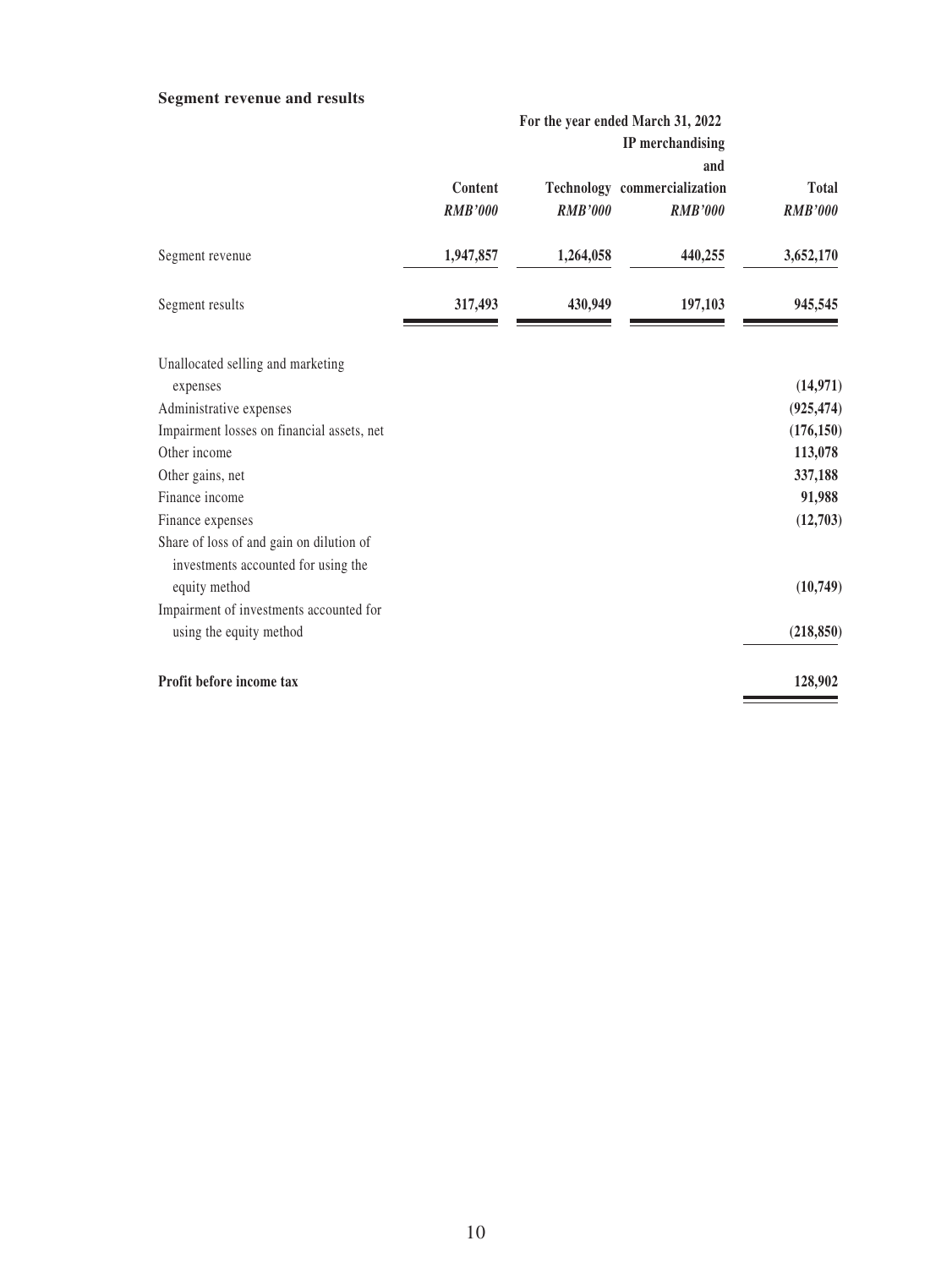**Segment revenue and results**

| | For the year ended March 31, 2022 | | | |
|---|---|---|---|---|
| | Content | Technology | IP merchandising and commercialization | Total |
| | *RMB'000* | *RMB'000* | *RMB'000* | *RMB'000* |
| Segment revenue | **1,947,857** | **1,264,058** | **440,255** | **3,652,170** |
| Segment results | **317,493** | **430,949** | **197,103** | **945,545** |
| Unallocated selling and marketing expenses | | | | **(14,971)** |
| Administrative expenses | | | | **(925,474)** |
| Impairment losses on financial assets, net | | | | **(176,150)** |
| Other income | | | | **113,078** |
| Other gains, net | | | | **337,188** |
| Finance income | | | | **91,988** |
| Finance expenses | | | | **(12,703)** |
| Share of loss of and gain on dilution of investments accounted for using the equity method | | | | **(10,749)** |
| Impairment of investments accounted for using the equity method | | | | **(218,850)** |
| **Profit before income tax** | | | | **128,902** |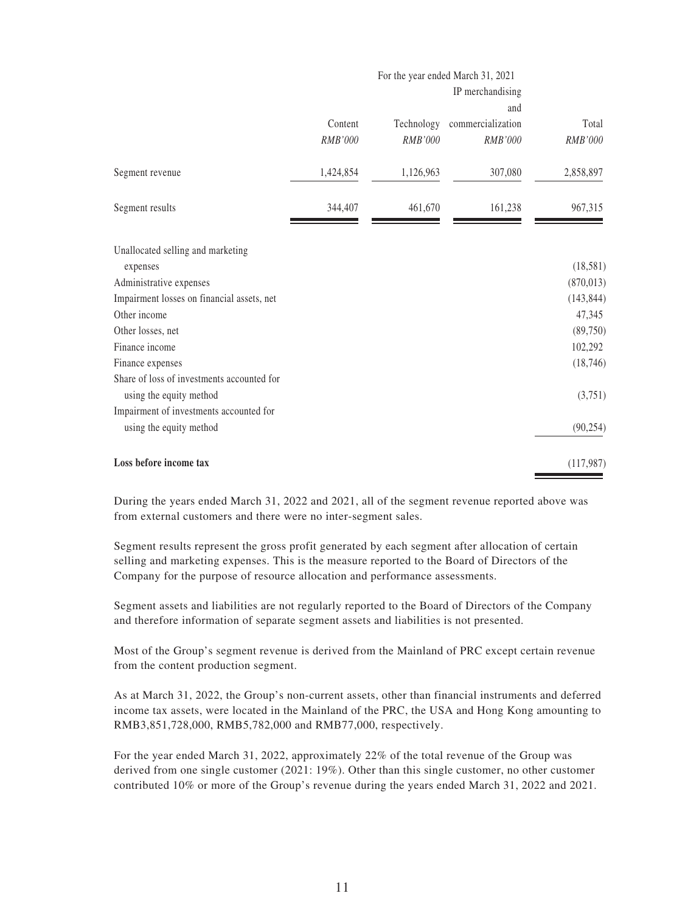| | For the year ended March 31, 2021 | | | |
|---|---|---|---|---|
| | Content | Technology | IP merchandising and commercialization | Total |
| | *RMB'000* | *RMB'000* | *RMB'000* | *RMB'000* |
| Segment revenue | 1,424,854 | 1,126,963 | 307,080 | 2,858,897 |
| Segment results | 344,407 | 461,670 | 161,238 | 967,315 |
| Unallocated selling and marketing expenses | | | | (18,581) |
| Administrative expenses | | | | (870,013) |
| Impairment losses on financial assets, net | | | | (143,844) |
| Other income | | | | 47,345 |
| Other losses, net | | | | (89,750) |
| Finance income | | | | 102,292 |
| Finance expenses | | | | (18,746) |
| Share of loss of investments accounted for using the equity method | | | | (3,751) |
| Impairment of investments accounted for using the equity method | | | | (90,254) |
| **Loss before income tax** | | | | (117,987) |

During the years ended March 31, 2022 and 2021, all of the segment revenue reported above was from external customers and there were no inter-segment sales.

Segment results represent the gross profit generated by each segment after allocation of certain selling and marketing expenses. This is the measure reported to the Board of Directors of the Company for the purpose of resource allocation and performance assessments.

Segment assets and liabilities are not regularly reported to the Board of Directors of the Company and therefore information of separate segment assets and liabilities is not presented.

Most of the Group's segment revenue is derived from the Mainland of PRC except certain revenue from the content production segment.

As at March 31, 2022, the Group's non-current assets, other than financial instruments and deferred income tax assets, were located in the Mainland of the PRC, the USA and Hong Kong amounting to RMB3,851,728,000, RMB5,782,000 and RMB77,000, respectively.

For the year ended March 31, 2022, approximately 22% of the total revenue of the Group was derived from one single customer (2021: 19%). Other than this single customer, no other customer contributed 10% or more of the Group's revenue during the years ended March 31, 2022 and 2021.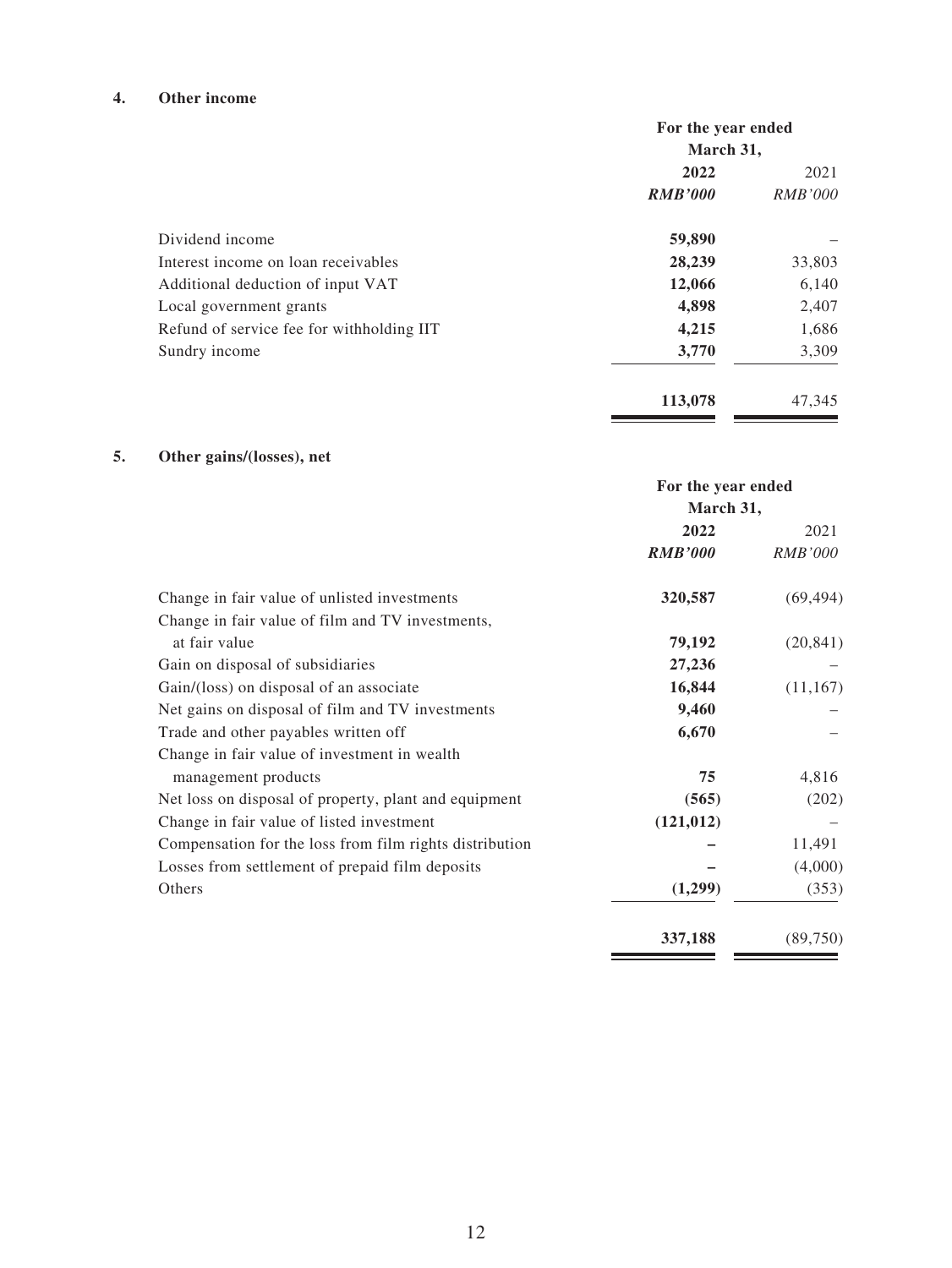## 4. Other income

| | For the year ended March 31, | |
|---|---|---|
| | **2022** | 2021 |
| | ***RMB'000*** | *RMB'000* |
| Dividend income | **59,890** | – |
| Interest income on loan receivables | **28,239** | 33,803 |
| Additional deduction of input VAT | **12,066** | 6,140 |
| Local government grants | **4,898** | 2,407 |
| Refund of service fee for withholding IIT | **4,215** | 1,686 |
| Sundry income | **3,770** | 3,309 |
| | **113,078** | 47,345 |

## 5. Other gains/(losses), net

| | For the year ended March 31, | |
|---|---|---|
| | **2022** | 2021 |
| | ***RMB'000*** | *RMB'000* |
| Change in fair value of unlisted investments | **320,587** | (69,494) |
| Change in fair value of film and TV investments, at fair value | **79,192** | (20,841) |
| Gain on disposal of subsidiaries | **27,236** | – |
| Gain/(loss) on disposal of an associate | **16,844** | (11,167) |
| Net gains on disposal of film and TV investments | **9,460** | – |
| Trade and other payables written off | **6,670** | – |
| Change in fair value of investment in wealth management products | **75** | 4,816 |
| Net loss on disposal of property, plant and equipment | **(565)** | (202) |
| Change in fair value of listed investment | **(121,012)** | – |
| Compensation for the loss from film rights distribution | **–** | 11,491 |
| Losses from settlement of prepaid film deposits | **–** | (4,000) |
| Others | **(1,299)** | (353) |
| | **337,188** | (89,750) |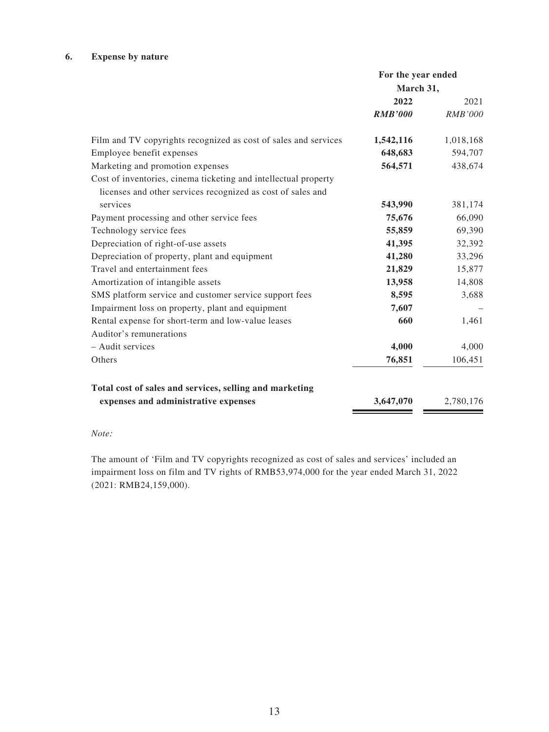## 6. Expense by nature

| | For the year ended March 31, | |
|---|---|---|
| | **2022** | 2021 |
| | ***RMB'000*** | *RMB'000* |
| Film and TV copyrights recognized as cost of sales and services | **1,542,116** | 1,018,168 |
| Employee benefit expenses | **648,683** | 594,707 |
| Marketing and promotion expenses | **564,571** | 438,674 |
| Cost of inventories, cinema ticketing and intellectual property licenses and other services recognized as cost of sales and services | **543,990** | 381,174 |
| Payment processing and other service fees | **75,676** | 66,090 |
| Technology service fees | **55,859** | 69,390 |
| Depreciation of right-of-use assets | **41,395** | 32,392 |
| Depreciation of property, plant and equipment | **41,280** | 33,296 |
| Travel and entertainment fees | **21,829** | 15,877 |
| Amortization of intangible assets | **13,958** | 14,808 |
| SMS platform service and customer service support fees | **8,595** | 3,688 |
| Impairment loss on property, plant and equipment | **7,607** | – |
| Rental expense for short-term and low-value leases | **660** | 1,461 |
| Auditor's remunerations | | |
| – Audit services | **4,000** | 4,000 |
| Others | **76,851** | 106,451 |
| **Total cost of sales and services, selling and marketing expenses and administrative expenses** | **3,647,070** | 2,780,176 |

*Note:*

The amount of 'Film and TV copyrights recognized as cost of sales and services' included an impairment loss on film and TV rights of RMB53,974,000 for the year ended March 31, 2022 (2021: RMB24,159,000).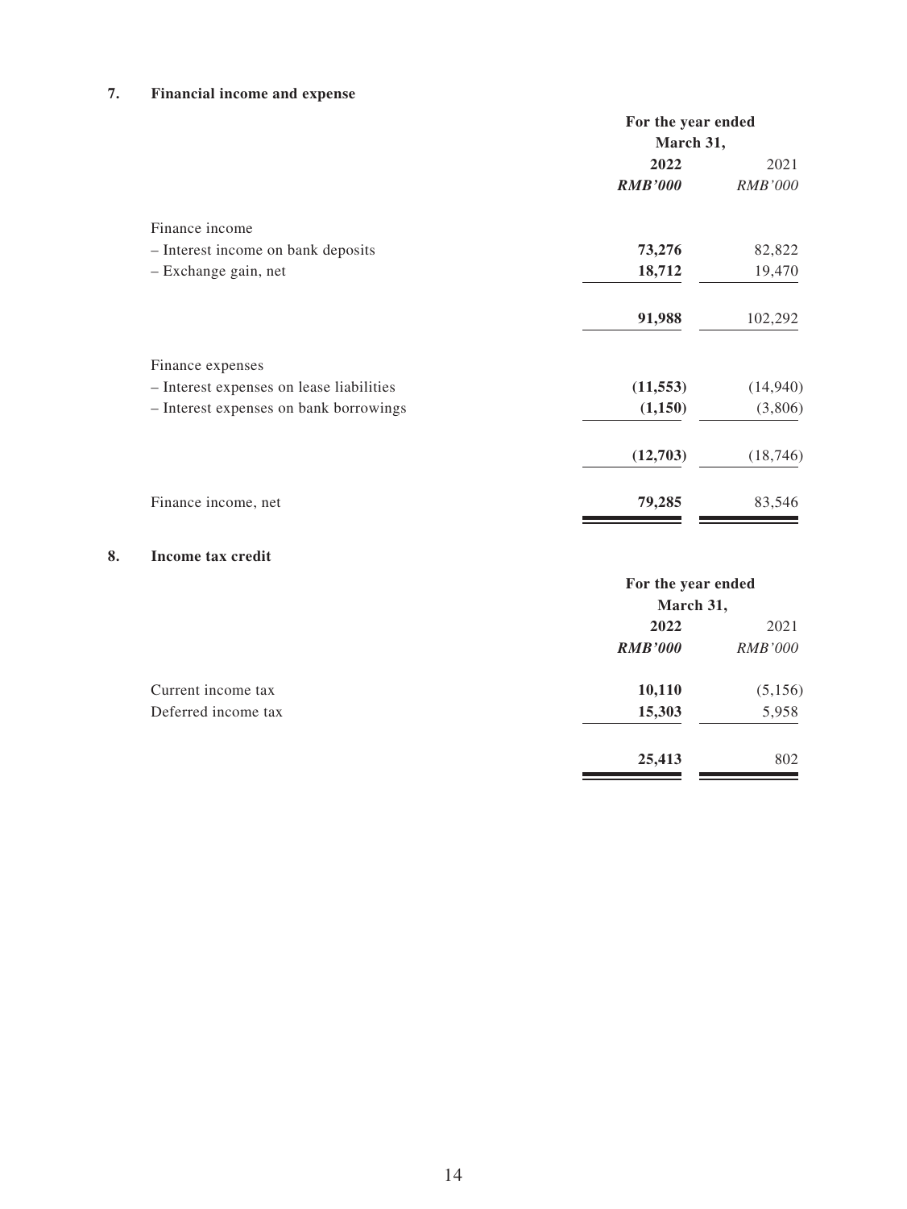## 7. Financial income and expense

| | For the year ended March 31, | |
|---|---|---|
| | **2022** | 2021 |
| | ***RMB'000*** | *RMB'000* |
| Finance income | | |
| – Interest income on bank deposits | **73,276** | 82,822 |
| – Exchange gain, net | **18,712** | 19,470 |
| | **91,988** | 102,292 |
| Finance expenses | | |
| – Interest expenses on lease liabilities | **(11,553)** | (14,940) |
| – Interest expenses on bank borrowings | **(1,150)** | (3,806) |
| | **(12,703)** | (18,746) |
| Finance income, net | **79,285** | 83,546 |

## 8. Income tax credit

| | For the year ended March 31, | |
|---|---|---|
| | **2022** | 2021 |
| | ***RMB'000*** | *RMB'000* |
| Current income tax | **10,110** | (5,156) |
| Deferred income tax | **15,303** | 5,958 |
| | **25,413** | 802 |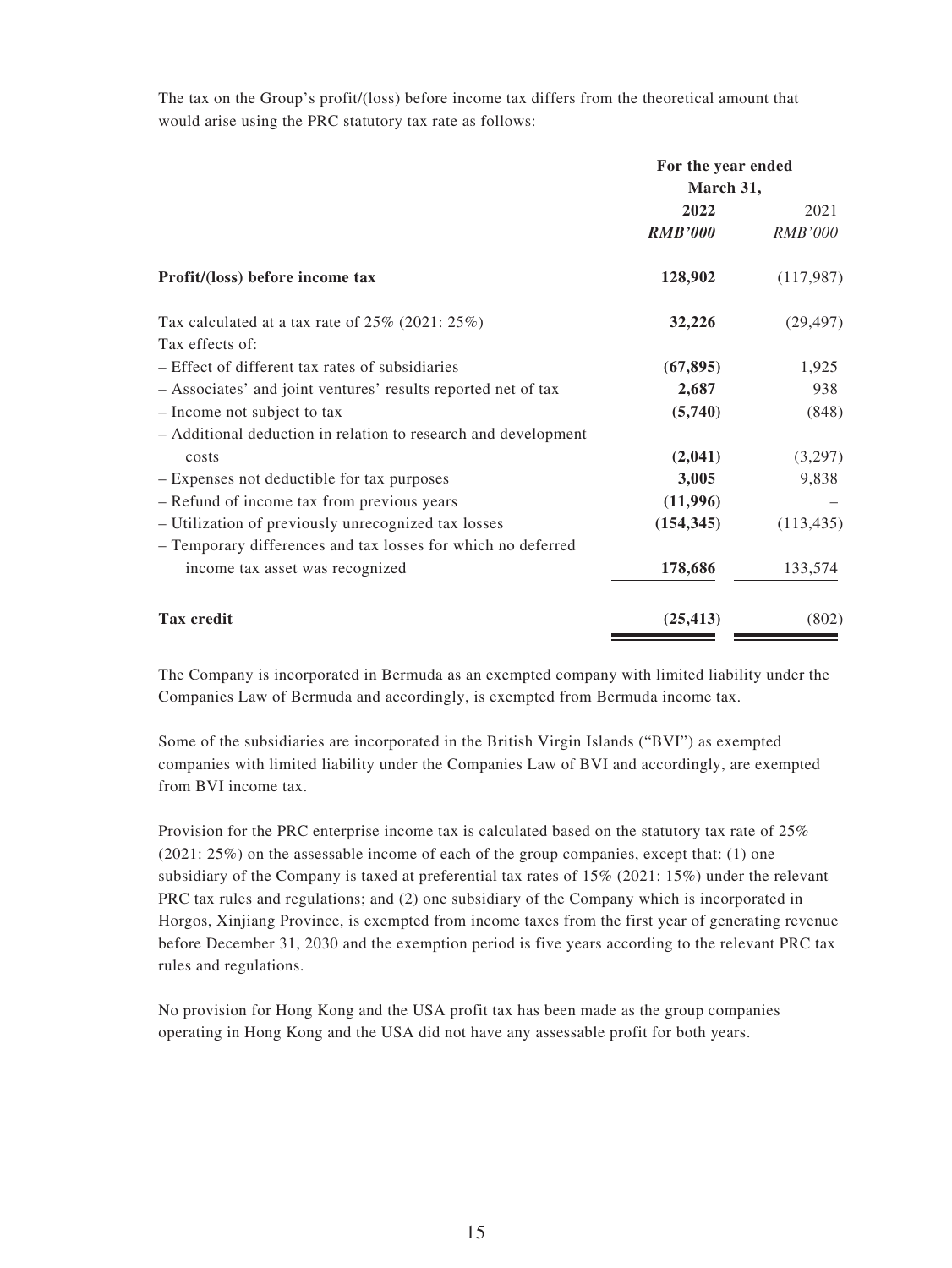The tax on the Group's profit/(loss) before income tax differs from the theoretical amount that would arise using the PRC statutory tax rate as follows:

| | For the year ended March 31, | |
|---|---|---|
| | **2022** | 2021 |
| | ***RMB'000*** | *RMB'000* |
| **Profit/(loss) before income tax** | **128,902** | (117,987) |
| Tax calculated at a tax rate of 25% (2021: 25%) | **32,226** | (29,497) |
| Tax effects of: | | |
| – Effect of different tax rates of subsidiaries | **(67,895)** | 1,925 |
| – Associates' and joint ventures' results reported net of tax | **2,687** | 938 |
| – Income not subject to tax | **(5,740)** | (848) |
| – Additional deduction in relation to research and development costs | **(2,041)** | (3,297) |
| – Expenses not deductible for tax purposes | **3,005** | 9,838 |
| – Refund of income tax from previous years | **(11,996)** | – |
| – Utilization of previously unrecognized tax losses | **(154,345)** | (113,435) |
| – Temporary differences and tax losses for which no deferred income tax asset was recognized | **178,686** | 133,574 |
| **Tax credit** | **(25,413)** | (802) |

The Company is incorporated in Bermuda as an exempted company with limited liability under the Companies Law of Bermuda and accordingly, is exempted from Bermuda income tax.

Some of the subsidiaries are incorporated in the British Virgin Islands ("BVI") as exempted companies with limited liability under the Companies Law of BVI and accordingly, are exempted from BVI income tax.

Provision for the PRC enterprise income tax is calculated based on the statutory tax rate of 25% (2021: 25%) on the assessable income of each of the group companies, except that: (1) one subsidiary of the Company is taxed at preferential tax rates of 15% (2021: 15%) under the relevant PRC tax rules and regulations; and (2) one subsidiary of the Company which is incorporated in Horgos, Xinjiang Province, is exempted from income taxes from the first year of generating revenue before December 31, 2030 and the exemption period is five years according to the relevant PRC tax rules and regulations.

No provision for Hong Kong and the USA profit tax has been made as the group companies operating in Hong Kong and the USA did not have any assessable profit for both years.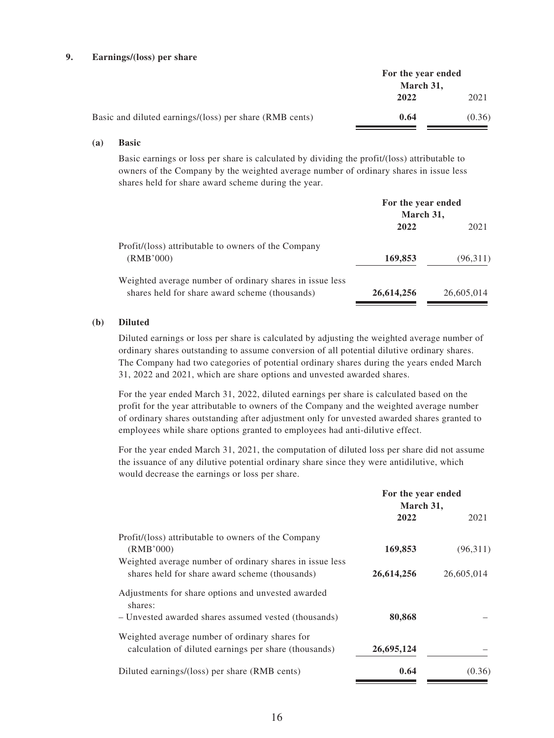## 9. Earnings/(loss) per share

| | For the year ended March 31, | |
|---|---|---|
| | **2022** | 2021 |
| Basic and diluted earnings/(loss) per share (RMB cents) | **0.64** | (0.36) |

### (a) Basic

Basic earnings or loss per share is calculated by dividing the profit/(loss) attributable to owners of the Company by the weighted average number of ordinary shares in issue less shares held for share award scheme during the year.

| | For the year ended March 31, | |
|---|---|---|
| | **2022** | 2021 |
| Profit/(loss) attributable to owners of the Company (RMB'000) | **169,853** | (96,311) |
| Weighted average number of ordinary shares in issue less shares held for share award scheme (thousands) | **26,614,256** | 26,605,014 |

### (b) Diluted

Diluted earnings or loss per share is calculated by adjusting the weighted average number of ordinary shares outstanding to assume conversion of all potential dilutive ordinary shares. The Company had two categories of potential ordinary shares during the years ended March 31, 2022 and 2021, which are share options and unvested awarded shares.

For the year ended March 31, 2022, diluted earnings per share is calculated based on the profit for the year attributable to owners of the Company and the weighted average number of ordinary shares outstanding after adjustment only for unvested awarded shares granted to employees while share options granted to employees had anti-dilutive effect.

For the year ended March 31, 2021, the computation of diluted loss per share did not assume the issuance of any dilutive potential ordinary share since they were antidilutive, which would decrease the earnings or loss per share.

| | For the year ended March 31, | |
|---|---|---|
| | **2022** | 2021 |
| Profit/(loss) attributable to owners of the Company (RMB'000) | **169,853** | (96,311) |
| Weighted average number of ordinary shares in issue less shares held for share award scheme (thousands) | **26,614,256** | 26,605,014 |
| Adjustments for share options and unvested awarded shares: | | |
| – Unvested awarded shares assumed vested (thousands) | **80,868** | – |
| Weighted average number of ordinary shares for calculation of diluted earnings per share (thousands) | **26,695,124** | – |
| Diluted earnings/(loss) per share (RMB cents) | **0.64** | (0.36) |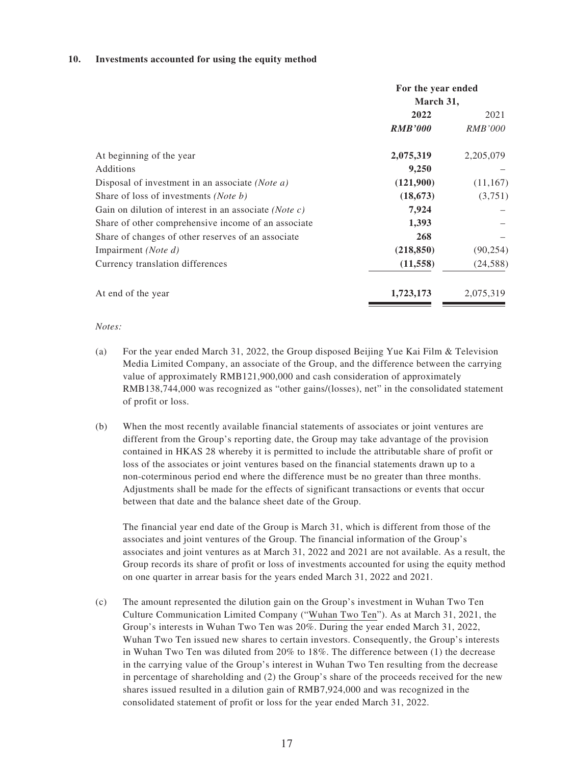## 10. Investments accounted for using the equity method

| | For the year ended March 31, | |
|---|---|---|
| | **2022** | 2021 |
| | ***RMB'000*** | *RMB'000* |
| At beginning of the year | **2,075,319** | 2,205,079 |
| Additions | **9,250** | – |
| Disposal of investment in an associate *(Note a)* | **(121,900)** | (11,167) |
| Share of loss of investments *(Note b)* | **(18,673)** | (3,751) |
| Gain on dilution of interest in an associate *(Note c)* | **7,924** | – |
| Share of other comprehensive income of an associate | **1,393** | – |
| Share of changes of other reserves of an associate | **268** | – |
| Impairment *(Note d)* | **(218,850)** | (90,254) |
| Currency translation differences | **(11,558)** | (24,588) |
| At end of the year | **1,723,173** | 2,075,319 |

*Notes:*

(a) For the year ended March 31, 2022, the Group disposed Beijing Yue Kai Film & Television Media Limited Company, an associate of the Group, and the difference between the carrying value of approximately RMB121,900,000 and cash consideration of approximately RMB138,744,000 was recognized as "other gains/(losses), net" in the consolidated statement of profit or loss.

(b) When the most recently available financial statements of associates or joint ventures are different from the Group's reporting date, the Group may take advantage of the provision contained in HKAS 28 whereby it is permitted to include the attributable share of profit or loss of the associates or joint ventures based on the financial statements drawn up to a non-coterminous period end where the difference must be no greater than three months. Adjustments shall be made for the effects of significant transactions or events that occur between that date and the balance sheet date of the Group.

The financial year end date of the Group is March 31, which is different from those of the associates and joint ventures of the Group. The financial information of the Group's associates and joint ventures as at March 31, 2022 and 2021 are not available. As a result, the Group records its share of profit or loss of investments accounted for using the equity method on one quarter in arrear basis for the years ended March 31, 2022 and 2021.

(c) The amount represented the dilution gain on the Group's investment in Wuhan Two Ten Culture Communication Limited Company ("Wuhan Two Ten"). As at March 31, 2021, the Group's interests in Wuhan Two Ten was 20%. During the year ended March 31, 2022, Wuhan Two Ten issued new shares to certain investors. Consequently, the Group's interests in Wuhan Two Ten was diluted from 20% to 18%. The difference between (1) the decrease in the carrying value of the Group's interest in Wuhan Two Ten resulting from the decrease in percentage of shareholding and (2) the Group's share of the proceeds received for the new shares issued resulted in a dilution gain of RMB7,924,000 and was recognized in the consolidated statement of profit or loss for the year ended March 31, 2022.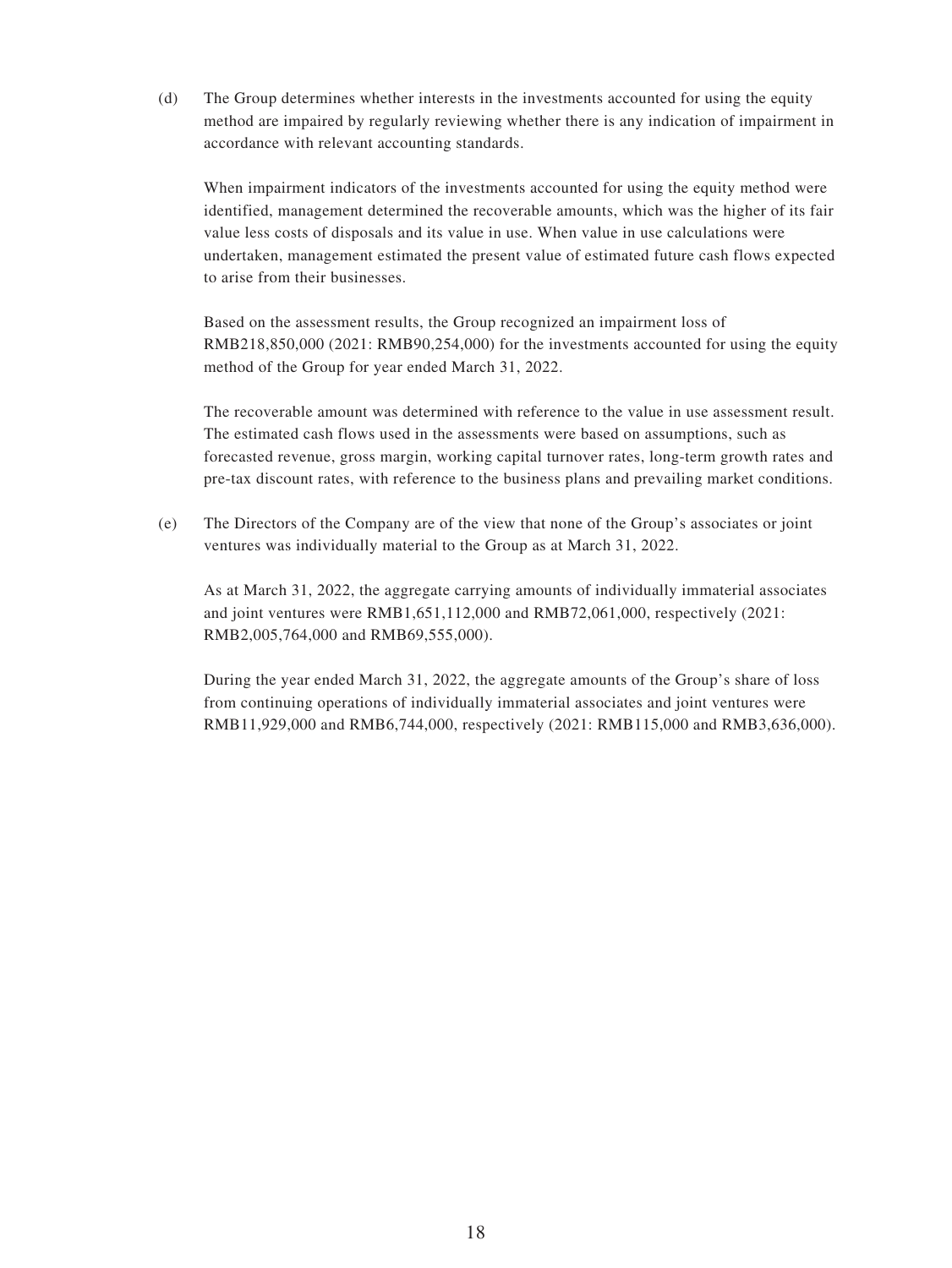(d) The Group determines whether interests in the investments accounted for using the equity method are impaired by regularly reviewing whether there is any indication of impairment in accordance with relevant accounting standards.

When impairment indicators of the investments accounted for using the equity method were identified, management determined the recoverable amounts, which was the higher of its fair value less costs of disposals and its value in use. When value in use calculations were undertaken, management estimated the present value of estimated future cash flows expected to arise from their businesses.

Based on the assessment results, the Group recognized an impairment loss of RMB218,850,000 (2021: RMB90,254,000) for the investments accounted for using the equity method of the Group for year ended March 31, 2022.

The recoverable amount was determined with reference to the value in use assessment result. The estimated cash flows used in the assessments were based on assumptions, such as forecasted revenue, gross margin, working capital turnover rates, long-term growth rates and pre-tax discount rates, with reference to the business plans and prevailing market conditions.

(e) The Directors of the Company are of the view that none of the Group's associates or joint ventures was individually material to the Group as at March 31, 2022.

As at March 31, 2022, the aggregate carrying amounts of individually immaterial associates and joint ventures were RMB1,651,112,000 and RMB72,061,000, respectively (2021: RMB2,005,764,000 and RMB69,555,000).

During the year ended March 31, 2022, the aggregate amounts of the Group's share of loss from continuing operations of individually immaterial associates and joint ventures were RMB11,929,000 and RMB6,744,000, respectively (2021: RMB115,000 and RMB3,636,000).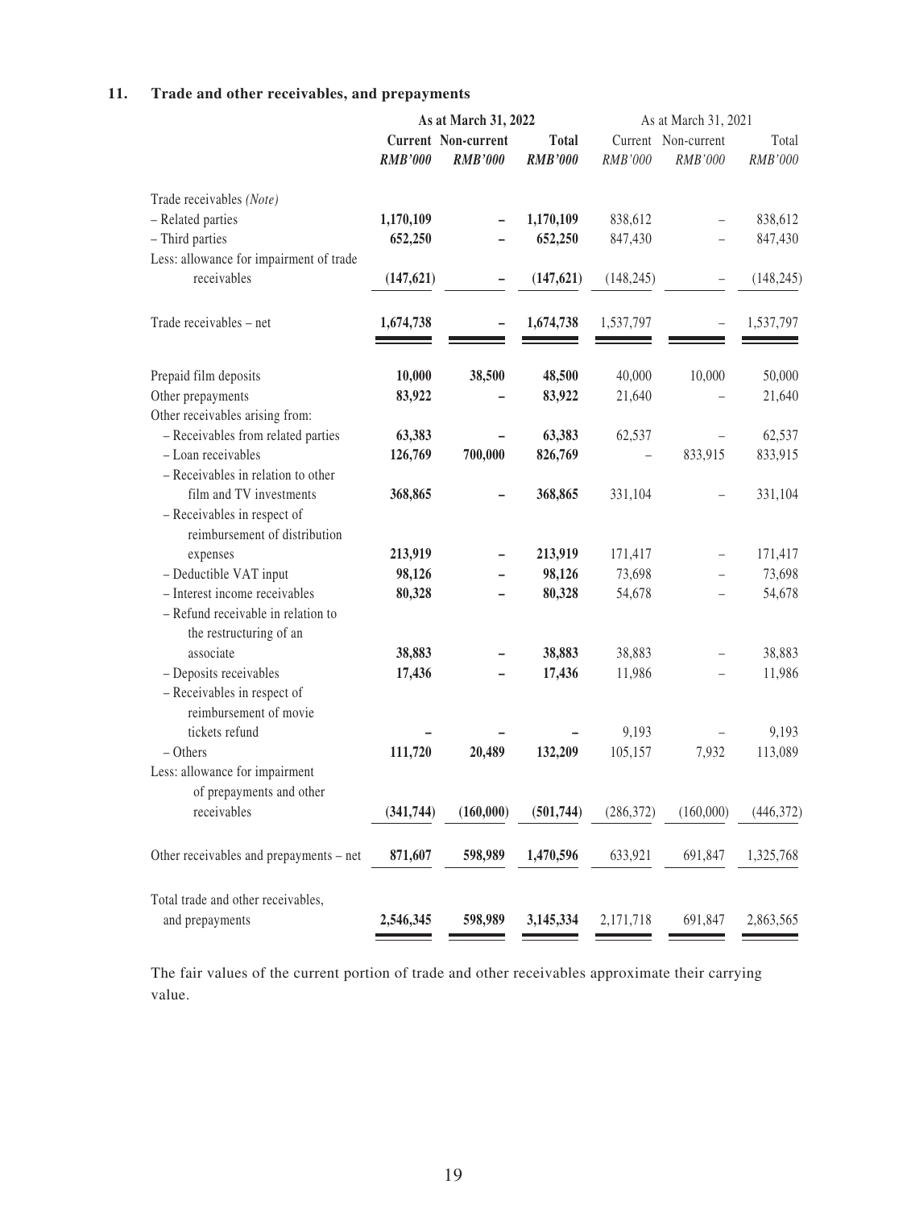## 11. Trade and other receivables, and prepayments

| | As at March 31, 2022 | | | As at March 31, 2021 | | |
|---|---|---|---|---|---|---|
| | **Current** | **Non-current** | **Total** | Current | Non-current | Total |
| | ***RMB'000*** | ***RMB'000*** | ***RMB'000*** | *RMB'000* | *RMB'000* | *RMB'000* |
| Trade receivables *(Note)* | | | | | | |
| – Related parties | **1,170,109** | **–** | **1,170,109** | 838,612 | – | 838,612 |
| – Third parties | **652,250** | **–** | **652,250** | 847,430 | – | 847,430 |
| Less: allowance for impairment of trade receivables | **(147,621)** | **–** | **(147,621)** | (148,245) | – | (148,245) |
| Trade receivables – net | **1,674,738** | **–** | **1,674,738** | 1,537,797 | – | 1,537,797 |
| Prepaid film deposits | **10,000** | **38,500** | **48,500** | 40,000 | 10,000 | 50,000 |
| Other prepayments | **83,922** | **–** | **83,922** | 21,640 | – | 21,640 |
| Other receivables arising from: | | | | | | |
| – Receivables from related parties | **63,383** | **–** | **63,383** | 62,537 | – | 62,537 |
| – Loan receivables | **126,769** | **700,000** | **826,769** | – | 833,915 | 833,915 |
| – Receivables in relation to other film and TV investments | **368,865** | **–** | **368,865** | 331,104 | – | 331,104 |
| – Receivables in respect of reimbursement of distribution expenses | **213,919** | **–** | **213,919** | 171,417 | – | 171,417 |
| – Deductible VAT input | **98,126** | **–** | **98,126** | 73,698 | – | 73,698 |
| – Interest income receivables | **80,328** | **–** | **80,328** | 54,678 | – | 54,678 |
| – Refund receivable in relation to the restructuring of an associate | **38,883** | **–** | **38,883** | 38,883 | – | 38,883 |
| – Deposits receivables | **17,436** | **–** | **17,436** | 11,986 | – | 11,986 |
| – Receivables in respect of reimbursement of movie tickets refund | **–** | **–** | **–** | 9,193 | – | 9,193 |
| – Others | **111,720** | **20,489** | **132,209** | 105,157 | 7,932 | 113,089 |
| Less: allowance for impairment of prepayments and other receivables | **(341,744)** | **(160,000)** | **(501,744)** | (286,372) | (160,000) | (446,372) |
| Other receivables and prepayments – net | **871,607** | **598,989** | **1,470,596** | 633,921 | 691,847 | 1,325,768 |
| Total trade and other receivables, and prepayments | **2,546,345** | **598,989** | **3,145,334** | 2,171,718 | 691,847 | 2,863,565 |

The fair values of the current portion of trade and other receivables approximate their carrying value.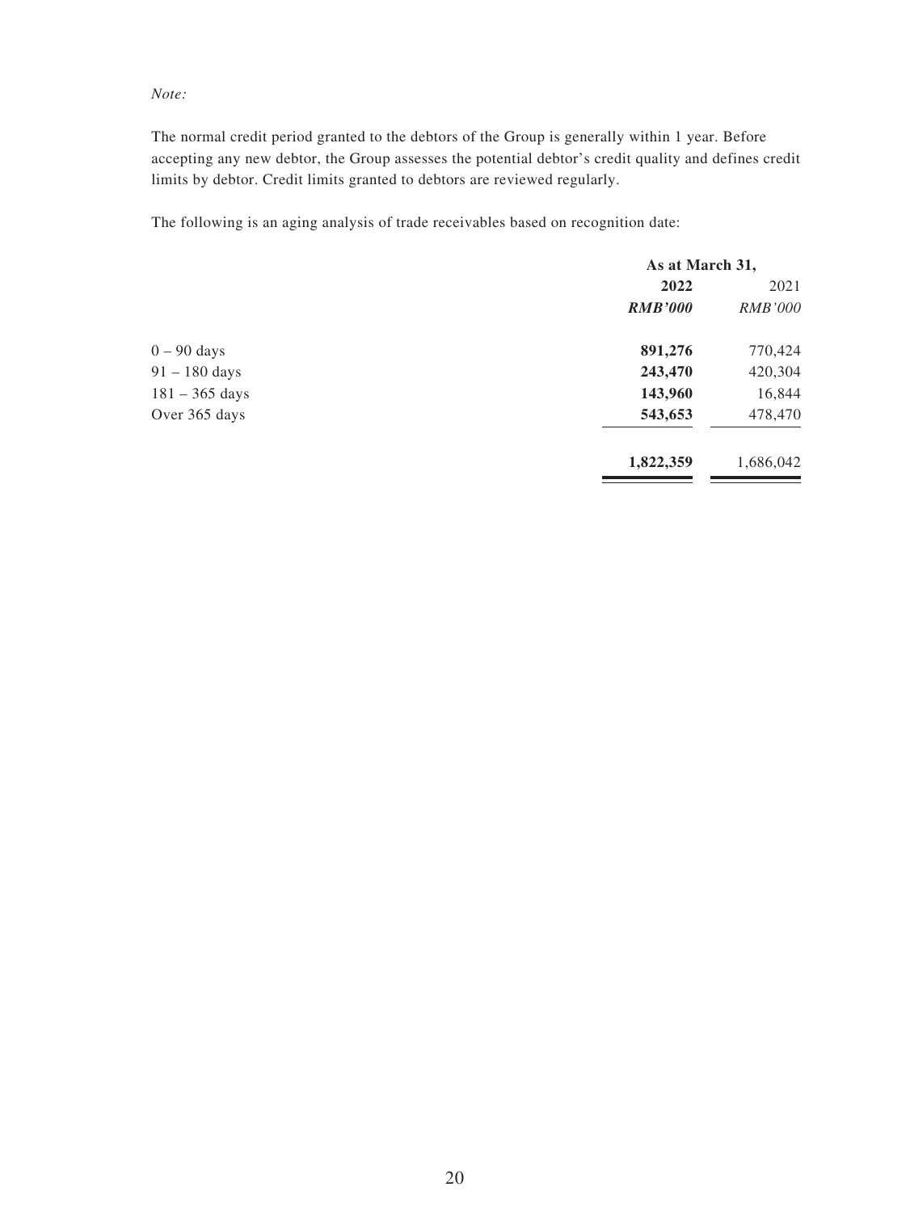*Note:*

The normal credit period granted to the debtors of the Group is generally within 1 year. Before accepting any new debtor, the Group assesses the potential debtor's credit quality and defines credit limits by debtor. Credit limits granted to debtors are reviewed regularly.

The following is an aging analysis of trade receivables based on recognition date:

| | As at March 31, | |
|---|---|---|
| | **2022** | 2021 |
| | ***RMB'000*** | *RMB'000* |
| 0 – 90 days | **891,276** | 770,424 |
| 91 – 180 days | **243,470** | 420,304 |
| 181 – 365 days | **143,960** | 16,844 |
| Over 365 days | **543,653** | 478,470 |
| | **1,822,359** | 1,686,042 |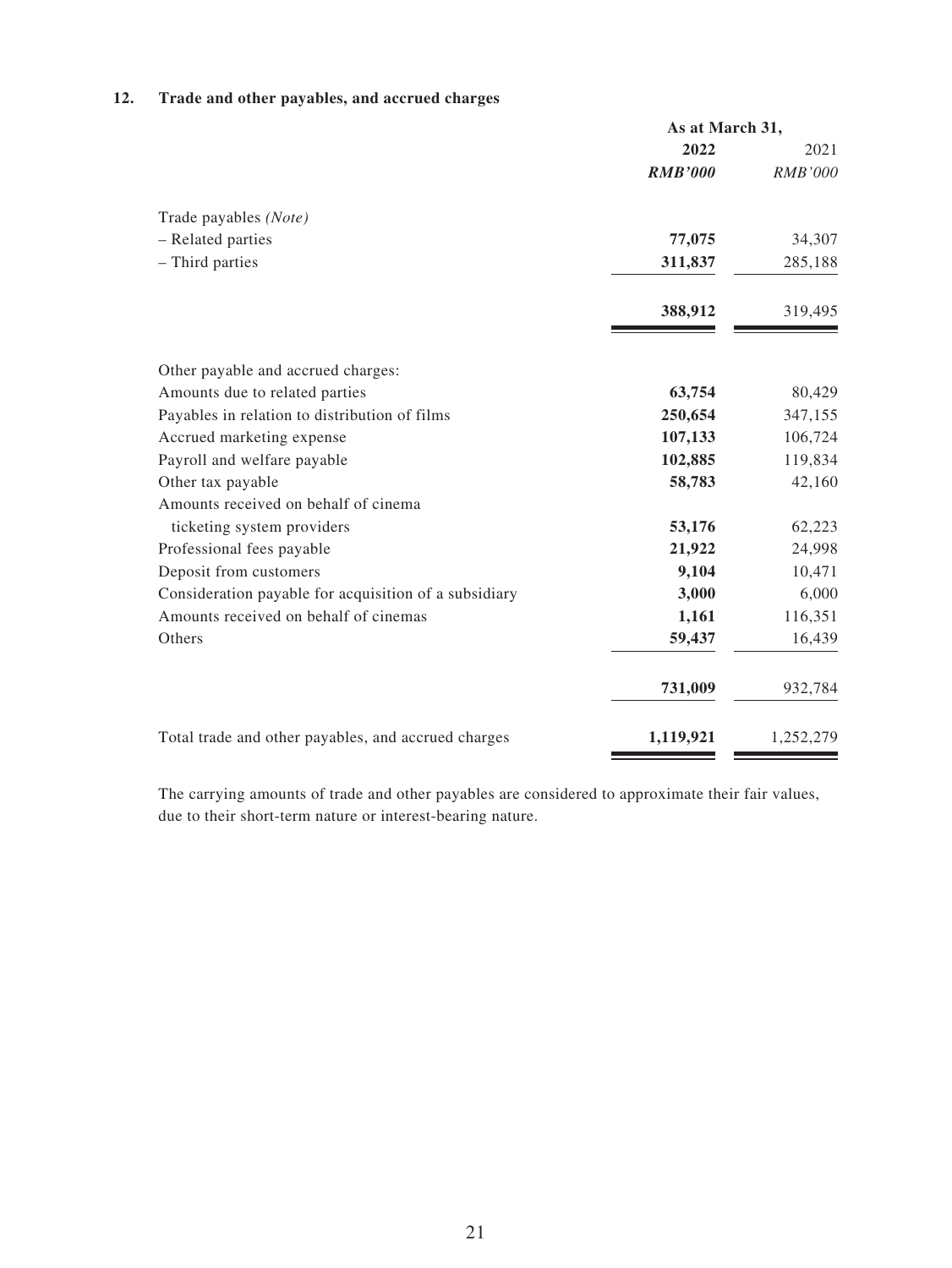## 12. Trade and other payables, and accrued charges

| | As at March 31, | |
|---|---|---|
| | **2022** | 2021 |
| | ***RMB'000*** | *RMB'000* |
| Trade payables *(Note)* | | |
| – Related parties | **77,075** | 34,307 |
| – Third parties | **311,837** | 285,188 |
| | **388,912** | 319,495 |
| Other payable and accrued charges: | | |
| Amounts due to related parties | **63,754** | 80,429 |
| Payables in relation to distribution of films | **250,654** | 347,155 |
| Accrued marketing expense | **107,133** | 106,724 |
| Payroll and welfare payable | **102,885** | 119,834 |
| Other tax payable | **58,783** | 42,160 |
| Amounts received on behalf of cinema ticketing system providers | **53,176** | 62,223 |
| Professional fees payable | **21,922** | 24,998 |
| Deposit from customers | **9,104** | 10,471 |
| Consideration payable for acquisition of a subsidiary | **3,000** | 6,000 |
| Amounts received on behalf of cinemas | **1,161** | 116,351 |
| Others | **59,437** | 16,439 |
| | **731,009** | 932,784 |
| Total trade and other payables, and accrued charges | **1,119,921** | 1,252,279 |

The carrying amounts of trade and other payables are considered to approximate their fair values, due to their short-term nature or interest-bearing nature.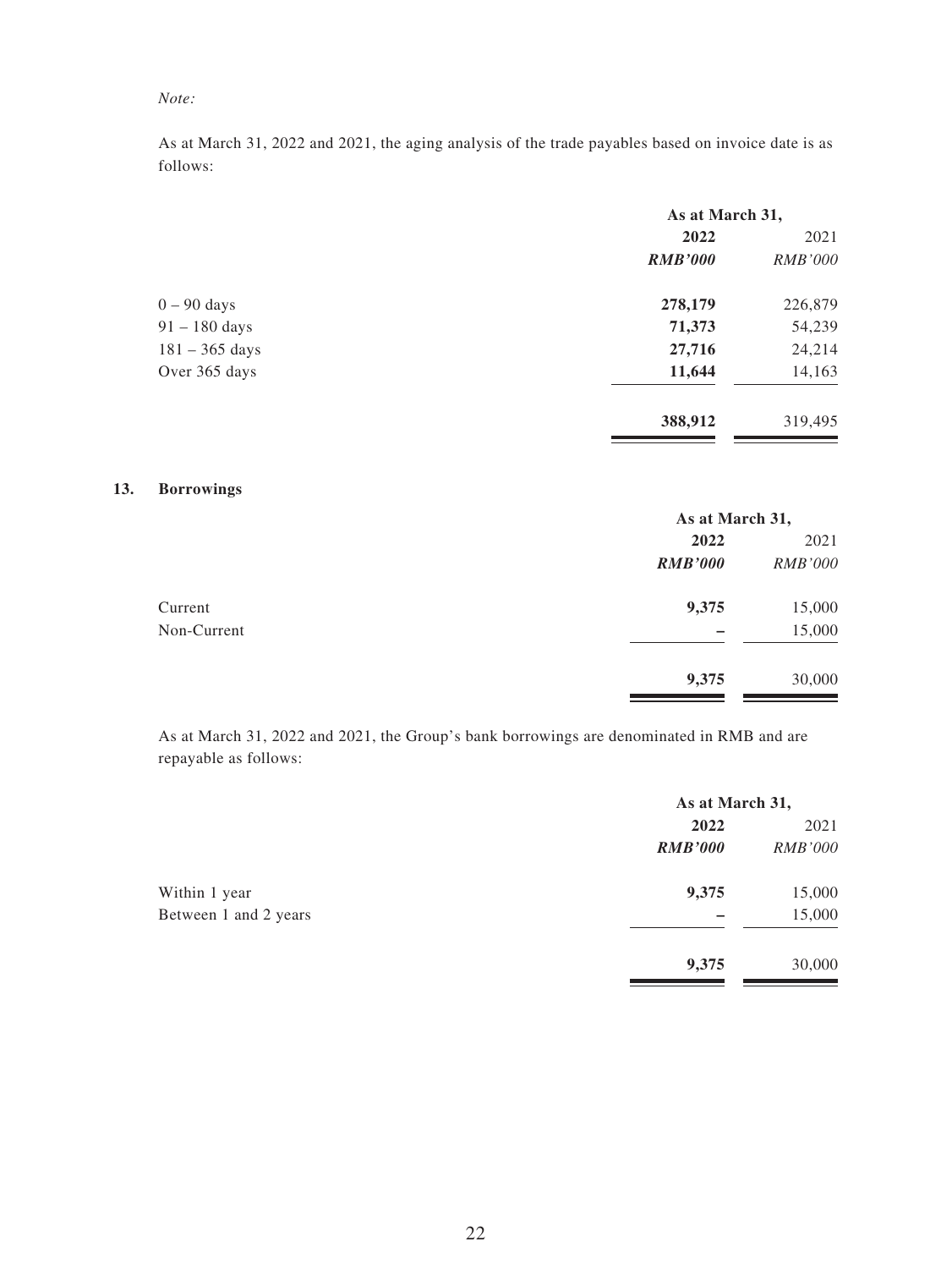*Note:*

As at March 31, 2022 and 2021, the aging analysis of the trade payables based on invoice date is as follows:

| | As at March 31, | |
|---|---|---|
| | **2022** | 2021 |
| | ***RMB'000*** | *RMB'000* |
| 0 – 90 days | **278,179** | 226,879 |
| 91 – 180 days | **71,373** | 54,239 |
| 181 – 365 days | **27,716** | 24,214 |
| Over 365 days | **11,644** | 14,163 |
| | **388,912** | 319,495 |

## 13. Borrowings

| | As at March 31, | |
|---|---|---|
| | **2022** | 2021 |
| | ***RMB'000*** | *RMB'000* |
| Current | **9,375** | 15,000 |
| Non-Current | **–** | 15,000 |
| | **9,375** | 30,000 |

As at March 31, 2022 and 2021, the Group's bank borrowings are denominated in RMB and are repayable as follows:

| | As at March 31, | |
|---|---|---|
| | **2022** | 2021 |
| | ***RMB'000*** | *RMB'000* |
| Within 1 year | **9,375** | 15,000 |
| Between 1 and 2 years | **–** | 15,000 |
| | **9,375** | 30,000 |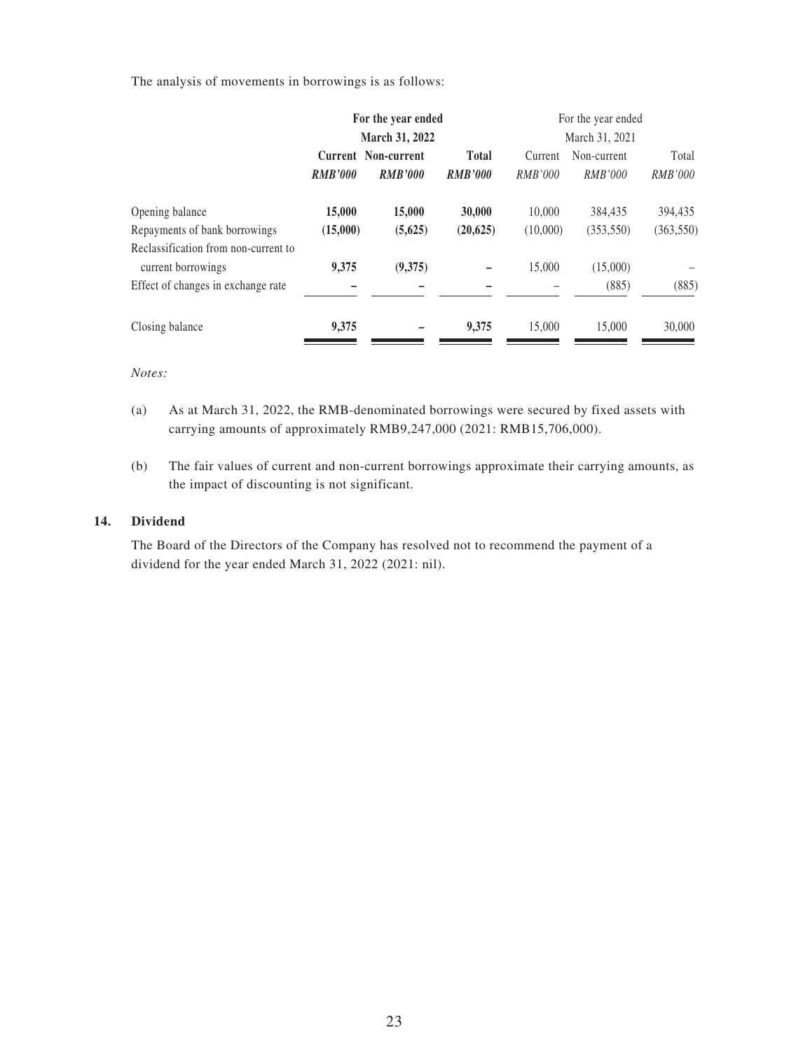The analysis of movements in borrowings is as follows:

| | For the year ended March 31, 2022 | | | For the year ended March 31, 2021 | | |
|---|---|---|---|---|---|---|
| | Current | Non-current | Total | Current | Non-current | Total |
| | *RMB'000* | *RMB'000* | *RMB'000* | *RMB'000* | *RMB'000* | *RMB'000* |
| Opening balance | **15,000** | **15,000** | **30,000** | 10,000 | 384,435 | 394,435 |
| Repayments of bank borrowings | **(15,000)** | **(5,625)** | **(20,625)** | (10,000) | (353,550) | (363,550) |
| Reclassification from non-current to current borrowings | **9,375** | **(9,375)** | **–** | 15,000 | (15,000) | – |
| Effect of changes in exchange rate | **–** | **–** | **–** | – | (885) | (885) |
| Closing balance | **9,375** | **–** | **9,375** | 15,000 | 15,000 | 30,000 |

*Notes:*

(a) As at March 31, 2022, the RMB-denominated borrowings were secured by fixed assets with carrying amounts of approximately RMB9,247,000 (2021: RMB15,706,000).

(b) The fair values of current and non-current borrowings approximate their carrying amounts, as the impact of discounting is not significant.

## 14. Dividend

The Board of the Directors of the Company has resolved not to recommend the payment of a dividend for the year ended March 31, 2022 (2021: nil).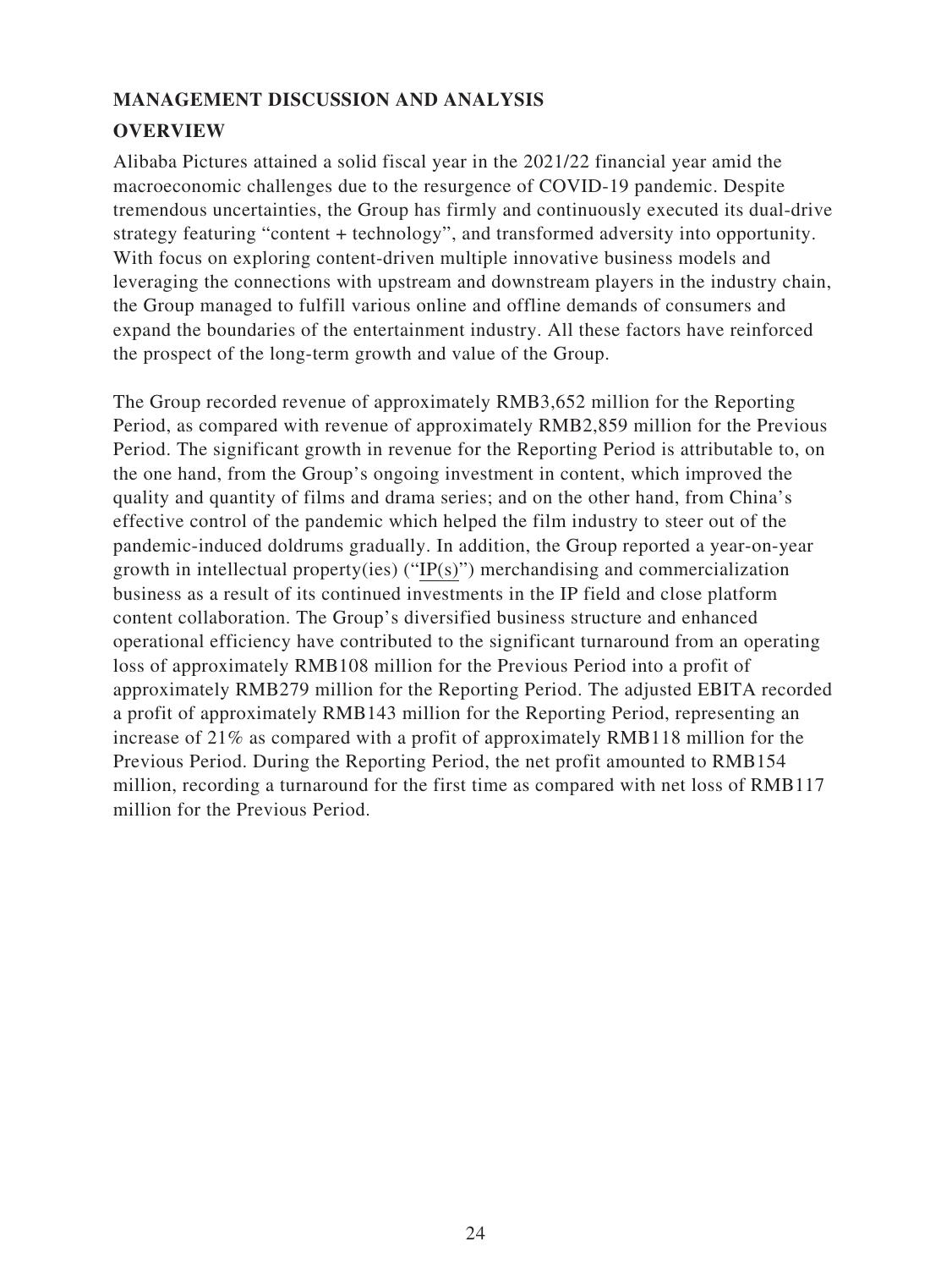## MANAGEMENT DISCUSSION AND ANALYSIS

### OVERVIEW

Alibaba Pictures attained a solid fiscal year in the 2021/22 financial year amid the macroeconomic challenges due to the resurgence of COVID-19 pandemic. Despite tremendous uncertainties, the Group has firmly and continuously executed its dual-drive strategy featuring "content + technology", and transformed adversity into opportunity. With focus on exploring content-driven multiple innovative business models and leveraging the connections with upstream and downstream players in the industry chain, the Group managed to fulfill various online and offline demands of consumers and expand the boundaries of the entertainment industry. All these factors have reinforced the prospect of the long-term growth and value of the Group.

The Group recorded revenue of approximately RMB3,652 million for the Reporting Period, as compared with revenue of approximately RMB2,859 million for the Previous Period. The significant growth in revenue for the Reporting Period is attributable to, on the one hand, from the Group's ongoing investment in content, which improved the quality and quantity of films and drama series; and on the other hand, from China's effective control of the pandemic which helped the film industry to steer out of the pandemic-induced doldrums gradually. In addition, the Group reported a year-on-year growth in intellectual property(ies) ("IP(s)") merchandising and commercialization business as a result of its continued investments in the IP field and close platform content collaboration. The Group's diversified business structure and enhanced operational efficiency have contributed to the significant turnaround from an operating loss of approximately RMB108 million for the Previous Period into a profit of approximately RMB279 million for the Reporting Period. The adjusted EBITA recorded a profit of approximately RMB143 million for the Reporting Period, representing an increase of 21% as compared with a profit of approximately RMB118 million for the Previous Period. During the Reporting Period, the net profit amounted to RMB154 million, recording a turnaround for the first time as compared with net loss of RMB117 million for the Previous Period.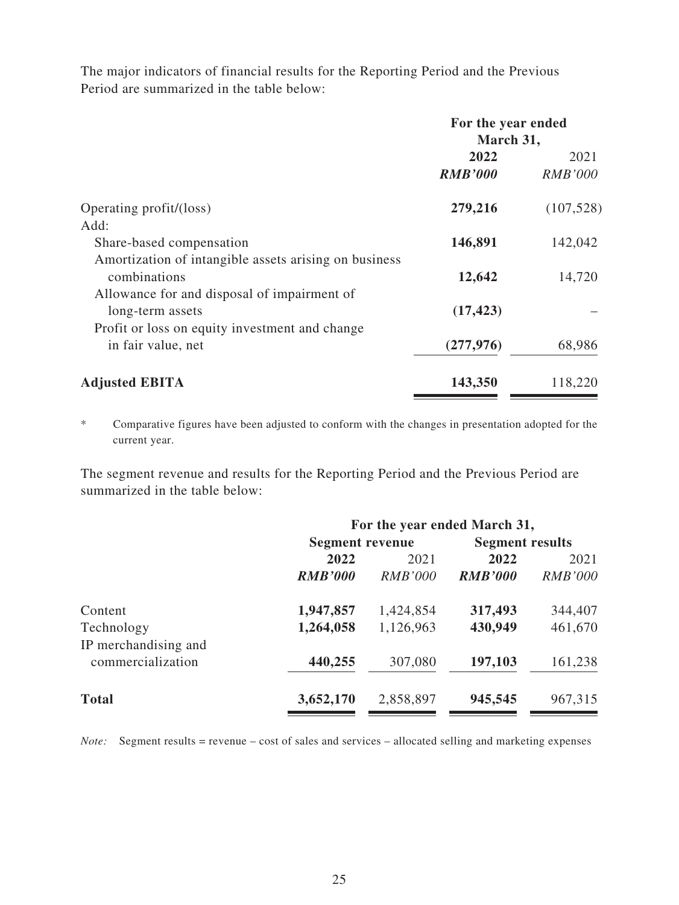The major indicators of financial results for the Reporting Period and the Previous Period are summarized in the table below:

| | For the year ended March 31, | |
|---|---|---|
| | **2022** | 2021 |
| | ***RMB'000*** | *RMB'000* |
| Operating profit/(loss) | **279,216** | (107,528) |
| Add: | | |
| Share-based compensation | **146,891** | 142,042 |
| Amortization of intangible assets arising on business combinations | **12,642** | 14,720 |
| Allowance for and disposal of impairment of long-term assets | **(17,423)** | – |
| Profit or loss on equity investment and change in fair value, net | **(277,976)** | 68,986 |
| **Adjusted EBITA** | **143,350** | 118,220 |

\* Comparative figures have been adjusted to conform with the changes in presentation adopted for the current year.

The segment revenue and results for the Reporting Period and the Previous Period are summarized in the table below:

| | For the year ended March 31, | | | |
|---|---|---|---|---|
| | Segment revenue | | Segment results | |
| | **2022** | 2021 | **2022** | 2021 |
| | ***RMB'000*** | *RMB'000* | ***RMB'000*** | *RMB'000* |
| Content | **1,947,857** | 1,424,854 | **317,493** | 344,407 |
| Technology | **1,264,058** | 1,126,963 | **430,949** | 461,670 |
| IP merchandising and commercialization | **440,255** | 307,080 | **197,103** | 161,238 |
| **Total** | **3,652,170** | 2,858,897 | **945,545** | 967,315 |

*Note:* Segment results = revenue – cost of sales and services – allocated selling and marketing expenses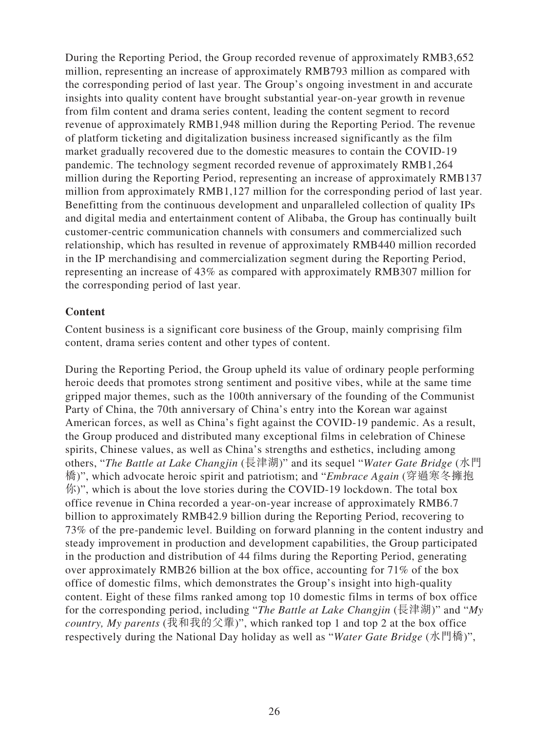During the Reporting Period, the Group recorded revenue of approximately RMB3,652 million, representing an increase of approximately RMB793 million as compared with the corresponding period of last year. The Group's ongoing investment in and accurate insights into quality content have brought substantial year-on-year growth in revenue from film content and drama series content, leading the content segment to record revenue of approximately RMB1,948 million during the Reporting Period. The revenue of platform ticketing and digitalization business increased significantly as the film market gradually recovered due to the domestic measures to contain the COVID-19 pandemic. The technology segment recorded revenue of approximately RMB1,264 million during the Reporting Period, representing an increase of approximately RMB137 million from approximately RMB1,127 million for the corresponding period of last year. Benefitting from the continuous development and unparalleled collection of quality IPs and digital media and entertainment content of Alibaba, the Group has continually built customer-centric communication channels with consumers and commercialized such relationship, which has resulted in revenue of approximately RMB440 million recorded in the IP merchandising and commercialization segment during the Reporting Period, representing an increase of 43% as compared with approximately RMB307 million for the corresponding period of last year.

**Content**

Content business is a significant core business of the Group, mainly comprising film content, drama series content and other types of content.

During the Reporting Period, the Group upheld its value of ordinary people performing heroic deeds that promotes strong sentiment and positive vibes, while at the same time gripped major themes, such as the 100th anniversary of the founding of the Communist Party of China, the 70th anniversary of China's entry into the Korean war against American forces, as well as China's fight against the COVID-19 pandemic. As a result, the Group produced and distributed many exceptional films in celebration of Chinese spirits, Chinese values, as well as China's strengths and esthetics, including among others, "*The Battle at Lake Changjin* (長津湖)" and its sequel "*Water Gate Bridge* (水門橋)", which advocate heroic spirit and patriotism; and "*Embrace Again* (穿過寒冬擁抱你)", which is about the love stories during the COVID-19 lockdown. The total box office revenue in China recorded a year-on-year increase of approximately RMB6.7 billion to approximately RMB42.9 billion during the Reporting Period, recovering to 73% of the pre-pandemic level. Building on forward planning in the content industry and steady improvement in production and development capabilities, the Group participated in the production and distribution of 44 films during the Reporting Period, generating over approximately RMB26 billion at the box office, accounting for 71% of the box office of domestic films, which demonstrates the Group's insight into high-quality content. Eight of these films ranked among top 10 domestic films in terms of box office for the corresponding period, including "*The Battle at Lake Changjin* (長津湖)" and "*My country, My parents* (我和我的父輩)", which ranked top 1 and top 2 at the box office respectively during the National Day holiday as well as "*Water Gate Bridge* (水門橋)",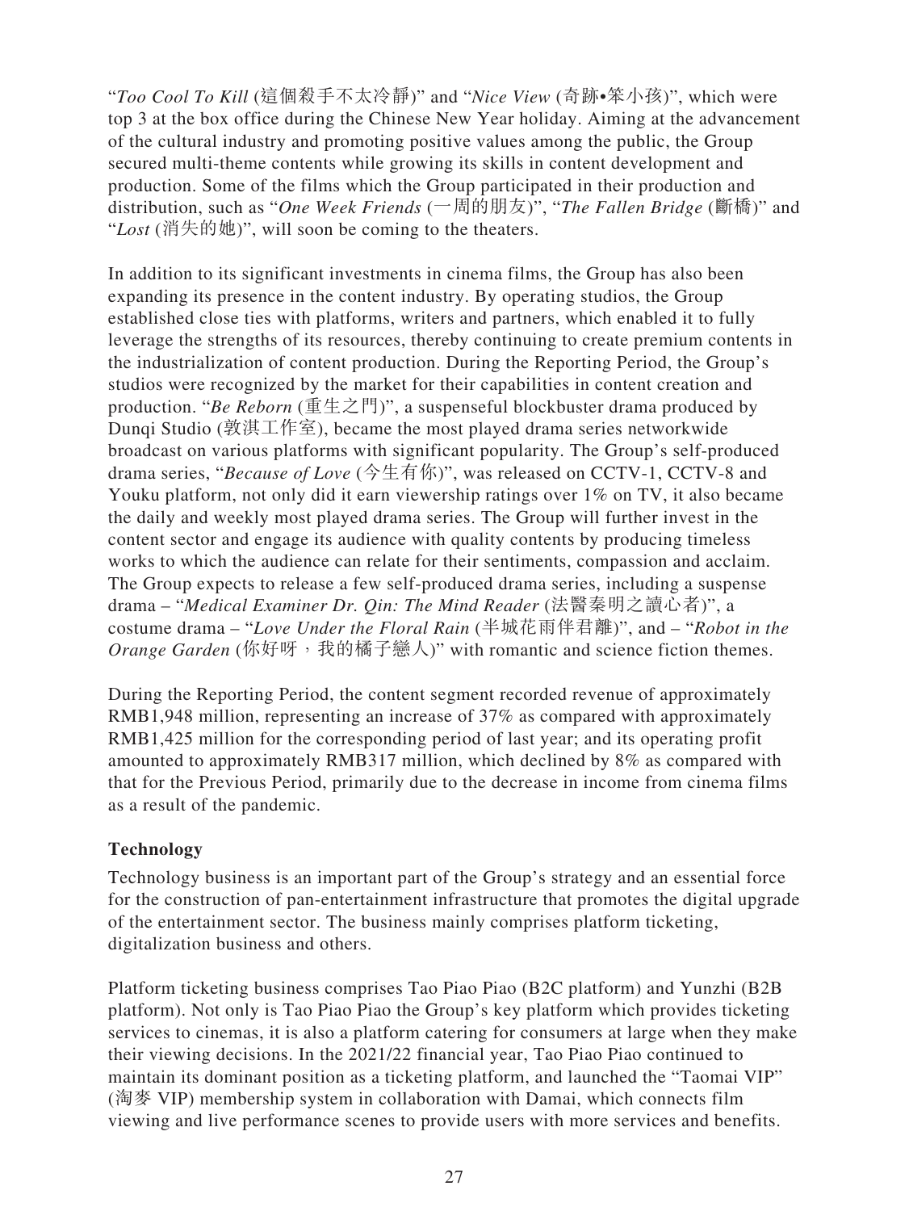"*Too Cool To Kill* (這個殺手不太冷靜)" and "*Nice View* (奇跡•笨小孩)", which were top 3 at the box office during the Chinese New Year holiday. Aiming at the advancement of the cultural industry and promoting positive values among the public, the Group secured multi-theme contents while growing its skills in content development and production. Some of the films which the Group participated in their production and distribution, such as "*One Week Friends* (一周的朋友)", "*The Fallen Bridge* (斷橋)" and "*Lost* (消失的她)", will soon be coming to the theaters.

In addition to its significant investments in cinema films, the Group has also been expanding its presence in the content industry. By operating studios, the Group established close ties with platforms, writers and partners, which enabled it to fully leverage the strengths of its resources, thereby continuing to create premium contents in the industrialization of content production. During the Reporting Period, the Group's studios were recognized by the market for their capabilities in content creation and production. "*Be Reborn* (重生之門)", a suspenseful blockbuster drama produced by Dunqi Studio (敦淇工作室), became the most played drama series networkwide broadcast on various platforms with significant popularity. The Group's self-produced drama series, "*Because of Love* (今生有你)", was released on CCTV-1, CCTV-8 and Youku platform, not only did it earn viewership ratings over 1% on TV, it also became the daily and weekly most played drama series. The Group will further invest in the content sector and engage its audience with quality contents by producing timeless works to which the audience can relate for their sentiments, compassion and acclaim. The Group expects to release a few self-produced drama series, including a suspense drama – "*Medical Examiner Dr. Qin: The Mind Reader* (法醫秦明之讀心者)", a costume drama – "*Love Under the Floral Rain* (半城花雨伴君離)", and – "*Robot in the Orange Garden* (你好呀，我的橘子戀人)" with romantic and science fiction themes.

During the Reporting Period, the content segment recorded revenue of approximately RMB1,948 million, representing an increase of 37% as compared with approximately RMB1,425 million for the corresponding period of last year; and its operating profit amounted to approximately RMB317 million, which declined by 8% as compared with that for the Previous Period, primarily due to the decrease in income from cinema films as a result of the pandemic.

**Technology**

Technology business is an important part of the Group's strategy and an essential force for the construction of pan-entertainment infrastructure that promotes the digital upgrade of the entertainment sector. The business mainly comprises platform ticketing, digitalization business and others.

Platform ticketing business comprises Tao Piao Piao (B2C platform) and Yunzhi (B2B platform). Not only is Tao Piao Piao the Group's key platform which provides ticketing services to cinemas, it is also a platform catering for consumers at large when they make their viewing decisions. In the 2021/22 financial year, Tao Piao Piao continued to maintain its dominant position as a ticketing platform, and launched the "Taomai VIP" (淘麥 VIP) membership system in collaboration with Damai, which connects film viewing and live performance scenes to provide users with more services and benefits.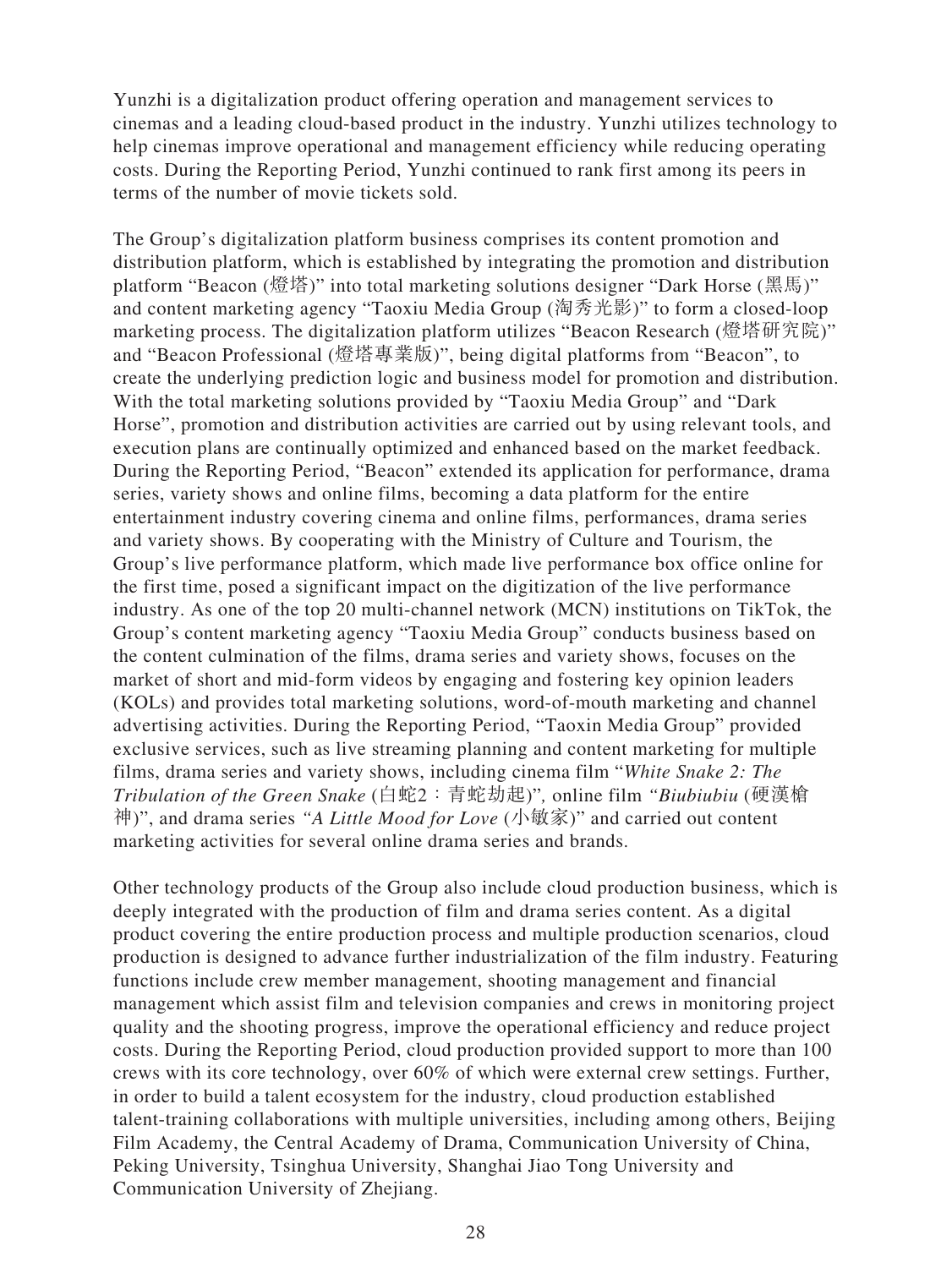Yunzhi is a digitalization product offering operation and management services to cinemas and a leading cloud-based product in the industry. Yunzhi utilizes technology to help cinemas improve operational and management efficiency while reducing operating costs. During the Reporting Period, Yunzhi continued to rank first among its peers in terms of the number of movie tickets sold.

The Group's digitalization platform business comprises its content promotion and distribution platform, which is established by integrating the promotion and distribution platform "Beacon (燈塔)" into total marketing solutions designer "Dark Horse (黑馬)" and content marketing agency "Taoxiu Media Group (淘秀光影)" to form a closed-loop marketing process. The digitalization platform utilizes "Beacon Research (燈塔研究院)" and "Beacon Professional (燈塔專業版)", being digital platforms from "Beacon", to create the underlying prediction logic and business model for promotion and distribution. With the total marketing solutions provided by "Taoxiu Media Group" and "Dark Horse", promotion and distribution activities are carried out by using relevant tools, and execution plans are continually optimized and enhanced based on the market feedback. During the Reporting Period, "Beacon" extended its application for performance, drama series, variety shows and online films, becoming a data platform for the entire entertainment industry covering cinema and online films, performances, drama series and variety shows. By cooperating with the Ministry of Culture and Tourism, the Group's live performance platform, which made live performance box office online for the first time, posed a significant impact on the digitization of the live performance industry. As one of the top 20 multi-channel network (MCN) institutions on TikTok, the Group's content marketing agency "Taoxiu Media Group" conducts business based on the content culmination of the films, drama series and variety shows, focuses on the market of short and mid-form videos by engaging and fostering key opinion leaders (KOLs) and provides total marketing solutions, word-of-mouth marketing and channel advertising activities. During the Reporting Period, "Taoxin Media Group" provided exclusive services, such as live streaming planning and content marketing for multiple films, drama series and variety shows, including cinema film "*White Snake 2: The Tribulation of the Green Snake* (白蛇2：青蛇劫起)", online film *"Biubiubiu* (硬漢槍神)", and drama series *"A Little Mood for Love* (小敏家)" and carried out content marketing activities for several online drama series and brands.

Other technology products of the Group also include cloud production business, which is deeply integrated with the production of film and drama series content. As a digital product covering the entire production process and multiple production scenarios, cloud production is designed to advance further industrialization of the film industry. Featuring functions include crew member management, shooting management and financial management which assist film and television companies and crews in monitoring project quality and the shooting progress, improve the operational efficiency and reduce project costs. During the Reporting Period, cloud production provided support to more than 100 crews with its core technology, over 60% of which were external crew settings. Further, in order to build a talent ecosystem for the industry, cloud production established talent-training collaborations with multiple universities, including among others, Beijing Film Academy, the Central Academy of Drama, Communication University of China, Peking University, Tsinghua University, Shanghai Jiao Tong University and Communication University of Zhejiang.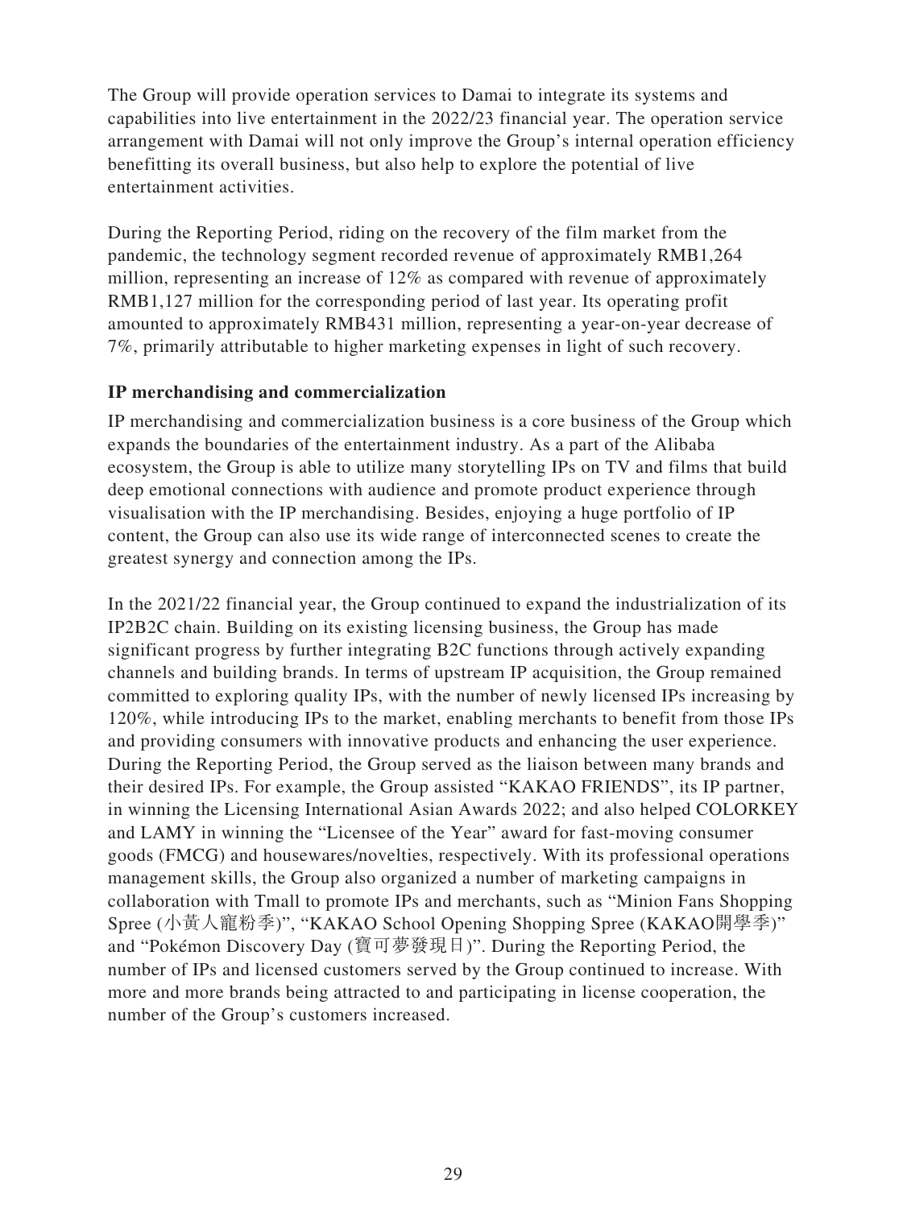The Group will provide operation services to Damai to integrate its systems and capabilities into live entertainment in the 2022/23 financial year. The operation service arrangement with Damai will not only improve the Group's internal operation efficiency benefitting its overall business, but also help to explore the potential of live entertainment activities.

During the Reporting Period, riding on the recovery of the film market from the pandemic, the technology segment recorded revenue of approximately RMB1,264 million, representing an increase of 12% as compared with revenue of approximately RMB1,127 million for the corresponding period of last year. Its operating profit amounted to approximately RMB431 million, representing a year-on-year decrease of 7%, primarily attributable to higher marketing expenses in light of such recovery.

**IP merchandising and commercialization**

IP merchandising and commercialization business is a core business of the Group which expands the boundaries of the entertainment industry. As a part of the Alibaba ecosystem, the Group is able to utilize many storytelling IPs on TV and films that build deep emotional connections with audience and promote product experience through visualisation with the IP merchandising. Besides, enjoying a huge portfolio of IP content, the Group can also use its wide range of interconnected scenes to create the greatest synergy and connection among the IPs.

In the 2021/22 financial year, the Group continued to expand the industrialization of its IP2B2C chain. Building on its existing licensing business, the Group has made significant progress by further integrating B2C functions through actively expanding channels and building brands. In terms of upstream IP acquisition, the Group remained committed to exploring quality IPs, with the number of newly licensed IPs increasing by 120%, while introducing IPs to the market, enabling merchants to benefit from those IPs and providing consumers with innovative products and enhancing the user experience. During the Reporting Period, the Group served as the liaison between many brands and their desired IPs. For example, the Group assisted "KAKAO FRIENDS", its IP partner, in winning the Licensing International Asian Awards 2022; and also helped COLORKEY and LAMY in winning the "Licensee of the Year" award for fast-moving consumer goods (FMCG) and housewares/novelties, respectively. With its professional operations management skills, the Group also organized a number of marketing campaigns in collaboration with Tmall to promote IPs and merchants, such as "Minion Fans Shopping Spree (小黃人寵粉季)", "KAKAO School Opening Shopping Spree (KAKAO開學季)" and "Pokémon Discovery Day (寶可夢發現日)". During the Reporting Period, the number of IPs and licensed customers served by the Group continued to increase. With more and more brands being attracted to and participating in license cooperation, the number of the Group's customers increased.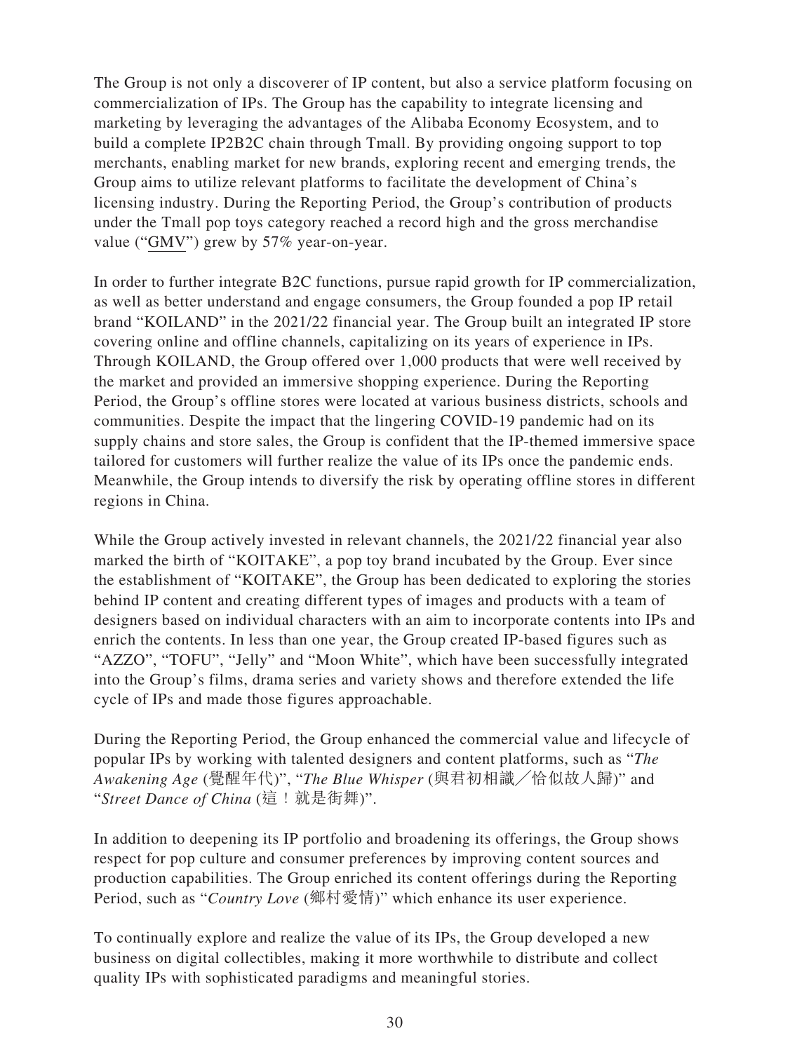The Group is not only a discoverer of IP content, but also a service platform focusing on commercialization of IPs. The Group has the capability to integrate licensing and marketing by leveraging the advantages of the Alibaba Economy Ecosystem, and to build a complete IP2B2C chain through Tmall. By providing ongoing support to top merchants, enabling market for new brands, exploring recent and emerging trends, the Group aims to utilize relevant platforms to facilitate the development of China's licensing industry. During the Reporting Period, the Group's contribution of products under the Tmall pop toys category reached a record high and the gross merchandise value ("GMV") grew by 57% year-on-year.

In order to further integrate B2C functions, pursue rapid growth for IP commercialization, as well as better understand and engage consumers, the Group founded a pop IP retail brand "KOILAND" in the 2021/22 financial year. The Group built an integrated IP store covering online and offline channels, capitalizing on its years of experience in IPs. Through KOILAND, the Group offered over 1,000 products that were well received by the market and provided an immersive shopping experience. During the Reporting Period, the Group's offline stores were located at various business districts, schools and communities. Despite the impact that the lingering COVID-19 pandemic had on its supply chains and store sales, the Group is confident that the IP-themed immersive space tailored for customers will further realize the value of its IPs once the pandemic ends. Meanwhile, the Group intends to diversify the risk by operating offline stores in different regions in China.

While the Group actively invested in relevant channels, the 2021/22 financial year also marked the birth of "KOITAKE", a pop toy brand incubated by the Group. Ever since the establishment of "KOITAKE", the Group has been dedicated to exploring the stories behind IP content and creating different types of images and products with a team of designers based on individual characters with an aim to incorporate contents into IPs and enrich the contents. In less than one year, the Group created IP-based figures such as "AZZO", "TOFU", "Jelly" and "Moon White", which have been successfully integrated into the Group's films, drama series and variety shows and therefore extended the life cycle of IPs and made those figures approachable.

During the Reporting Period, the Group enhanced the commercial value and lifecycle of popular IPs by working with talented designers and content platforms, such as "*The Awakening Age* (覺醒年代)", "*The Blue Whisper* (與君初相識／恰似故人歸)" and "*Street Dance of China* (這！就是街舞)".

In addition to deepening its IP portfolio and broadening its offerings, the Group shows respect for pop culture and consumer preferences by improving content sources and production capabilities. The Group enriched its content offerings during the Reporting Period, such as "*Country Love* (鄉村愛情)" which enhance its user experience.

To continually explore and realize the value of its IPs, the Group developed a new business on digital collectibles, making it more worthwhile to distribute and collect quality IPs with sophisticated paradigms and meaningful stories.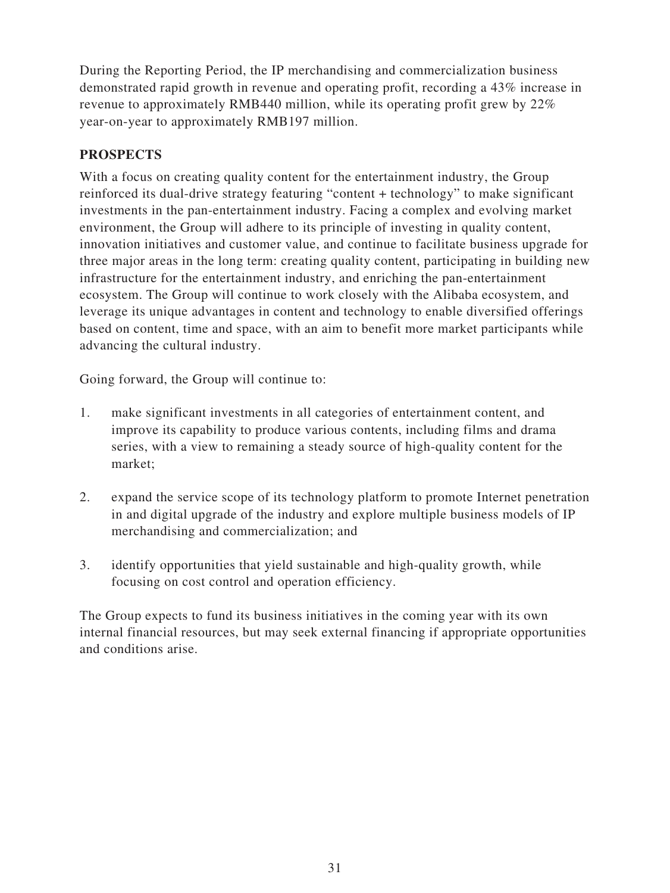During the Reporting Period, the IP merchandising and commercialization business demonstrated rapid growth in revenue and operating profit, recording a 43% increase in revenue to approximately RMB440 million, while its operating profit grew by 22% year-on-year to approximately RMB197 million.

## PROSPECTS

With a focus on creating quality content for the entertainment industry, the Group reinforced its dual-drive strategy featuring "content + technology" to make significant investments in the pan-entertainment industry. Facing a complex and evolving market environment, the Group will adhere to its principle of investing in quality content, innovation initiatives and customer value, and continue to facilitate business upgrade for three major areas in the long term: creating quality content, participating in building new infrastructure for the entertainment industry, and enriching the pan-entertainment ecosystem. The Group will continue to work closely with the Alibaba ecosystem, and leverage its unique advantages in content and technology to enable diversified offerings based on content, time and space, with an aim to benefit more market participants while advancing the cultural industry.

Going forward, the Group will continue to:

1. make significant investments in all categories of entertainment content, and improve its capability to produce various contents, including films and drama series, with a view to remaining a steady source of high-quality content for the market;

2. expand the service scope of its technology platform to promote Internet penetration in and digital upgrade of the industry and explore multiple business models of IP merchandising and commercialization; and

3. identify opportunities that yield sustainable and high-quality growth, while focusing on cost control and operation efficiency.

The Group expects to fund its business initiatives in the coming year with its own internal financial resources, but may seek external financing if appropriate opportunities and conditions arise.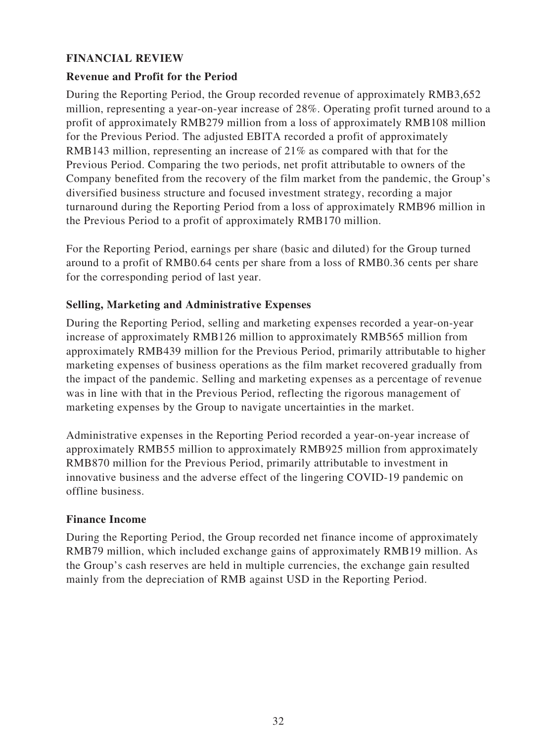## FINANCIAL REVIEW

### Revenue and Profit for the Period

During the Reporting Period, the Group recorded revenue of approximately RMB3,652 million, representing a year-on-year increase of 28%. Operating profit turned around to a profit of approximately RMB279 million from a loss of approximately RMB108 million for the Previous Period. The adjusted EBITA recorded a profit of approximately RMB143 million, representing an increase of 21% as compared with that for the Previous Period. Comparing the two periods, net profit attributable to owners of the Company benefited from the recovery of the film market from the pandemic, the Group's diversified business structure and focused investment strategy, recording a major turnaround during the Reporting Period from a loss of approximately RMB96 million in the Previous Period to a profit of approximately RMB170 million.

For the Reporting Period, earnings per share (basic and diluted) for the Group turned around to a profit of RMB0.64 cents per share from a loss of RMB0.36 cents per share for the corresponding period of last year.

### Selling, Marketing and Administrative Expenses

During the Reporting Period, selling and marketing expenses recorded a year-on-year increase of approximately RMB126 million to approximately RMB565 million from approximately RMB439 million for the Previous Period, primarily attributable to higher marketing expenses of business operations as the film market recovered gradually from the impact of the pandemic. Selling and marketing expenses as a percentage of revenue was in line with that in the Previous Period, reflecting the rigorous management of marketing expenses by the Group to navigate uncertainties in the market.

Administrative expenses in the Reporting Period recorded a year-on-year increase of approximately RMB55 million to approximately RMB925 million from approximately RMB870 million for the Previous Period, primarily attributable to investment in innovative business and the adverse effect of the lingering COVID-19 pandemic on offline business.

### Finance Income

During the Reporting Period, the Group recorded net finance income of approximately RMB79 million, which included exchange gains of approximately RMB19 million. As the Group's cash reserves are held in multiple currencies, the exchange gain resulted mainly from the depreciation of RMB against USD in the Reporting Period.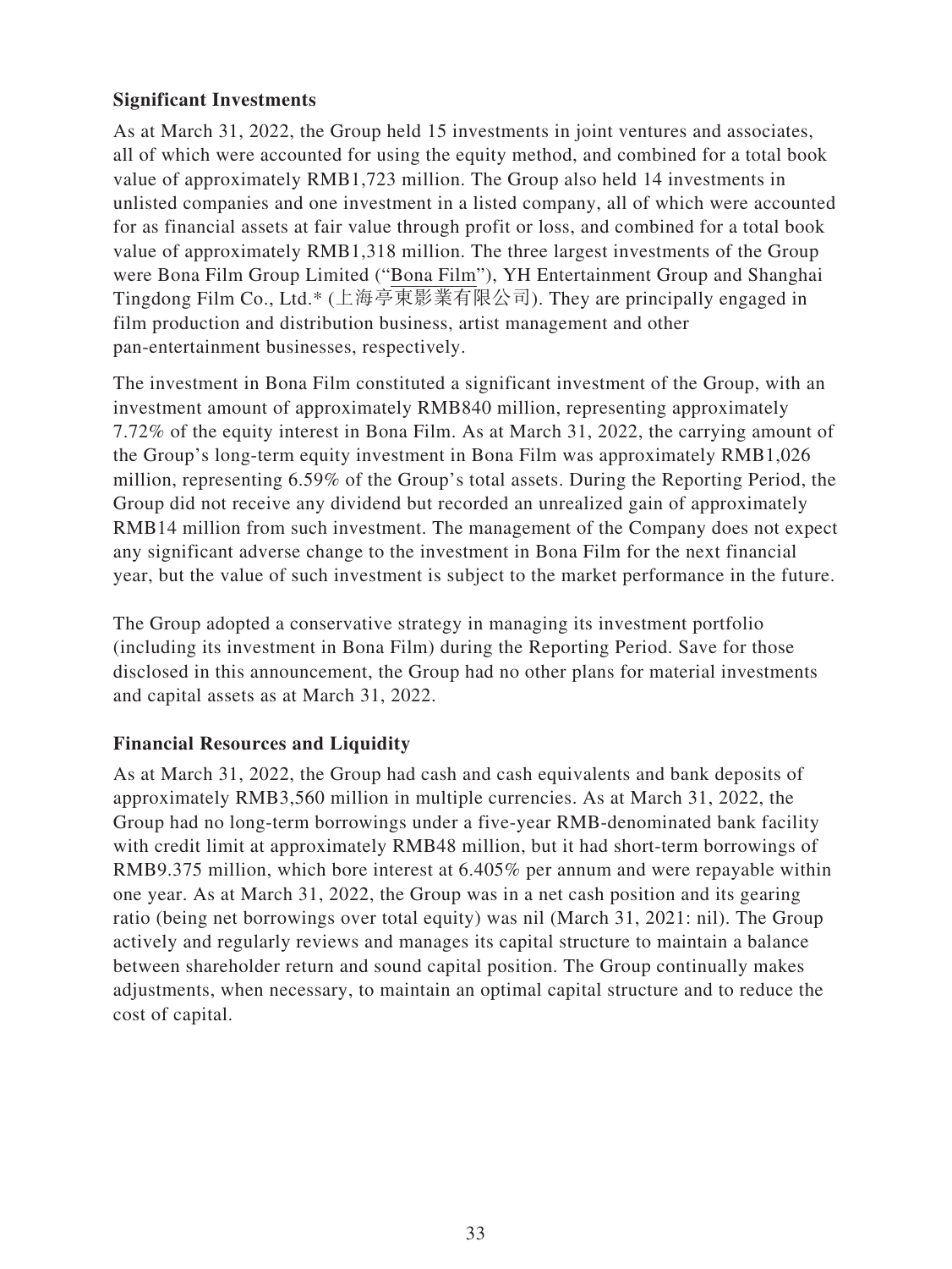### Significant Investments

As at March 31, 2022, the Group held 15 investments in joint ventures and associates, all of which were accounted for using the equity method, and combined for a total book value of approximately RMB1,723 million. The Group also held 14 investments in unlisted companies and one investment in a listed company, all of which were accounted for as financial assets at fair value through profit or loss, and combined for a total book value of approximately RMB1,318 million. The three largest investments of the Group were Bona Film Group Limited ("Bona Film"), YH Entertainment Group and Shanghai Tingdong Film Co., Ltd.* (上海亭東影業有限公司). They are principally engaged in film production and distribution business, artist management and other pan-entertainment businesses, respectively.

The investment in Bona Film constituted a significant investment of the Group, with an investment amount of approximately RMB840 million, representing approximately 7.72% of the equity interest in Bona Film. As at March 31, 2022, the carrying amount of the Group's long-term equity investment in Bona Film was approximately RMB1,026 million, representing 6.59% of the Group's total assets. During the Reporting Period, the Group did not receive any dividend but recorded an unrealized gain of approximately RMB14 million from such investment. The management of the Company does not expect any significant adverse change to the investment in Bona Film for the next financial year, but the value of such investment is subject to the market performance in the future.

The Group adopted a conservative strategy in managing its investment portfolio (including its investment in Bona Film) during the Reporting Period. Save for those disclosed in this announcement, the Group had no other plans for material investments and capital assets as at March 31, 2022.

### Financial Resources and Liquidity

As at March 31, 2022, the Group had cash and cash equivalents and bank deposits of approximately RMB3,560 million in multiple currencies. As at March 31, 2022, the Group had no long-term borrowings under a five-year RMB-denominated bank facility with credit limit at approximately RMB48 million, but it had short-term borrowings of RMB9.375 million, which bore interest at 6.405% per annum and were repayable within one year. As at March 31, 2022, the Group was in a net cash position and its gearing ratio (being net borrowings over total equity) was nil (March 31, 2021: nil). The Group actively and regularly reviews and manages its capital structure to maintain a balance between shareholder return and sound capital position. The Group continually makes adjustments, when necessary, to maintain an optimal capital structure and to reduce the cost of capital.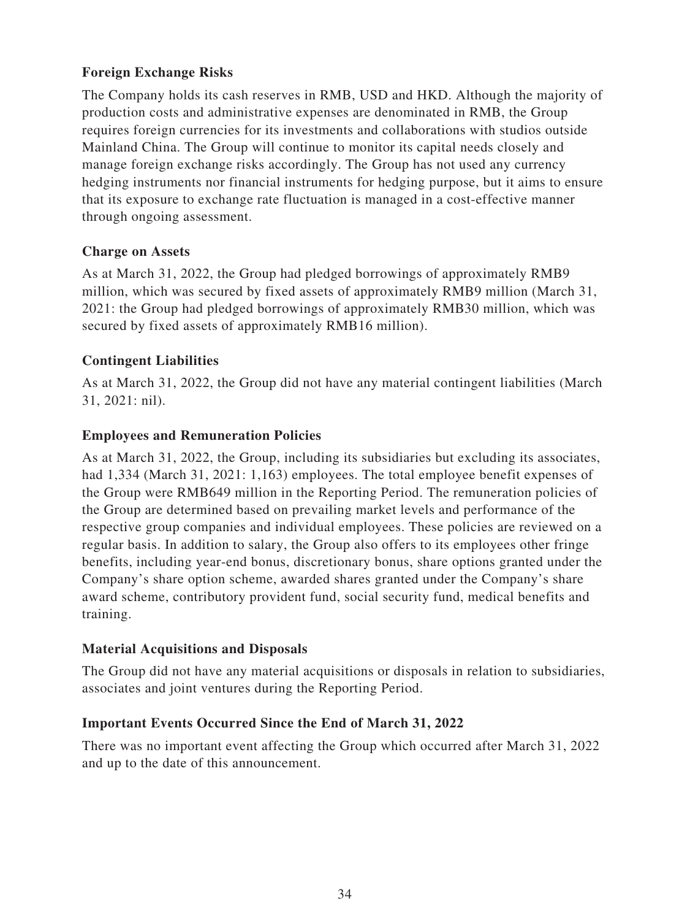### Foreign Exchange Risks

The Company holds its cash reserves in RMB, USD and HKD. Although the majority of production costs and administrative expenses are denominated in RMB, the Group requires foreign currencies for its investments and collaborations with studios outside Mainland China. The Group will continue to monitor its capital needs closely and manage foreign exchange risks accordingly. The Group has not used any currency hedging instruments nor financial instruments for hedging purpose, but it aims to ensure that its exposure to exchange rate fluctuation is managed in a cost-effective manner through ongoing assessment.

### Charge on Assets

As at March 31, 2022, the Group had pledged borrowings of approximately RMB9 million, which was secured by fixed assets of approximately RMB9 million (March 31, 2021: the Group had pledged borrowings of approximately RMB30 million, which was secured by fixed assets of approximately RMB16 million).

### Contingent Liabilities

As at March 31, 2022, the Group did not have any material contingent liabilities (March 31, 2021: nil).

### Employees and Remuneration Policies

As at March 31, 2022, the Group, including its subsidiaries but excluding its associates, had 1,334 (March 31, 2021: 1,163) employees. The total employee benefit expenses of the Group were RMB649 million in the Reporting Period. The remuneration policies of the Group are determined based on prevailing market levels and performance of the respective group companies and individual employees. These policies are reviewed on a regular basis. In addition to salary, the Group also offers to its employees other fringe benefits, including year-end bonus, discretionary bonus, share options granted under the Company's share option scheme, awarded shares granted under the Company's share award scheme, contributory provident fund, social security fund, medical benefits and training.

### Material Acquisitions and Disposals

The Group did not have any material acquisitions or disposals in relation to subsidiaries, associates and joint ventures during the Reporting Period.

### Important Events Occurred Since the End of March 31, 2022

There was no important event affecting the Group which occurred after March 31, 2022 and up to the date of this announcement.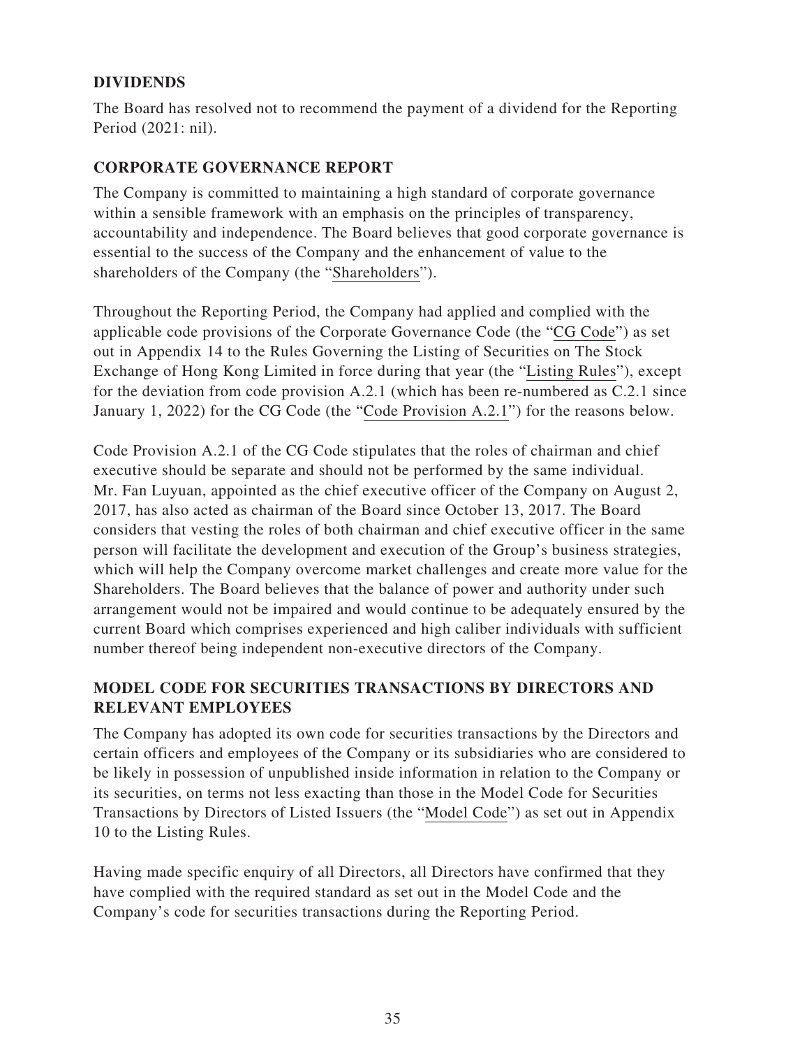## DIVIDENDS

The Board has resolved not to recommend the payment of a dividend for the Reporting Period (2021: nil).

## CORPORATE GOVERNANCE REPORT

The Company is committed to maintaining a high standard of corporate governance within a sensible framework with an emphasis on the principles of transparency, accountability and independence. The Board believes that good corporate governance is essential to the success of the Company and the enhancement of value to the shareholders of the Company (the "Shareholders").

Throughout the Reporting Period, the Company had applied and complied with the applicable code provisions of the Corporate Governance Code (the "CG Code") as set out in Appendix 14 to the Rules Governing the Listing of Securities on The Stock Exchange of Hong Kong Limited in force during that year (the "Listing Rules"), except for the deviation from code provision A.2.1 (which has been re-numbered as C.2.1 since January 1, 2022) for the CG Code (the "Code Provision A.2.1") for the reasons below.

Code Provision A.2.1 of the CG Code stipulates that the roles of chairman and chief executive should be separate and should not be performed by the same individual. Mr. Fan Luyuan, appointed as the chief executive officer of the Company on August 2, 2017, has also acted as chairman of the Board since October 13, 2017. The Board considers that vesting the roles of both chairman and chief executive officer in the same person will facilitate the development and execution of the Group's business strategies, which will help the Company overcome market challenges and create more value for the Shareholders. The Board believes that the balance of power and authority under such arrangement would not be impaired and would continue to be adequately ensured by the current Board which comprises experienced and high caliber individuals with sufficient number thereof being independent non-executive directors of the Company.

## MODEL CODE FOR SECURITIES TRANSACTIONS BY DIRECTORS AND RELEVANT EMPLOYEES

The Company has adopted its own code for securities transactions by the Directors and certain officers and employees of the Company or its subsidiaries who are considered to be likely in possession of unpublished inside information in relation to the Company or its securities, on terms not less exacting than those in the Model Code for Securities Transactions by Directors of Listed Issuers (the "Model Code") as set out in Appendix 10 to the Listing Rules.

Having made specific enquiry of all Directors, all Directors have confirmed that they have complied with the required standard as set out in the Model Code and the Company's code for securities transactions during the Reporting Period.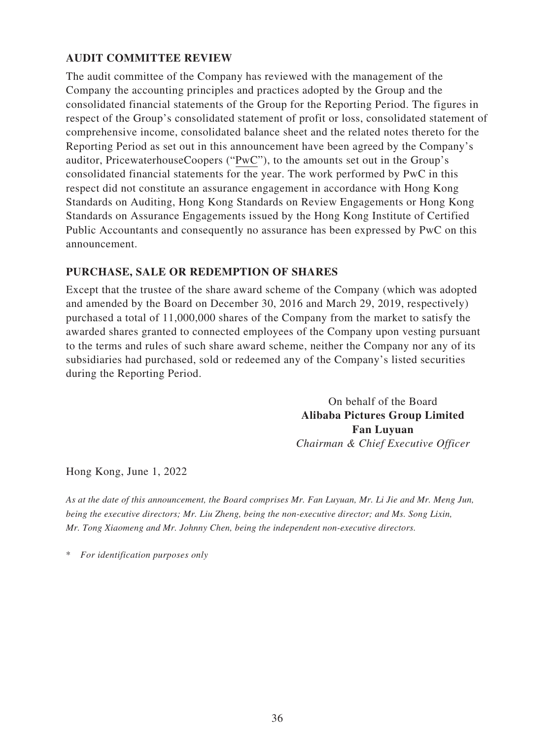## AUDIT COMMITTEE REVIEW

The audit committee of the Company has reviewed with the management of the Company the accounting principles and practices adopted by the Group and the consolidated financial statements of the Group for the Reporting Period. The figures in respect of the Group's consolidated statement of profit or loss, consolidated statement of comprehensive income, consolidated balance sheet and the related notes thereto for the Reporting Period as set out in this announcement have been agreed by the Company's auditor, PricewaterhouseCoopers ("PwC"), to the amounts set out in the Group's consolidated financial statements for the year. The work performed by PwC in this respect did not constitute an assurance engagement in accordance with Hong Kong Standards on Auditing, Hong Kong Standards on Review Engagements or Hong Kong Standards on Assurance Engagements issued by the Hong Kong Institute of Certified Public Accountants and consequently no assurance has been expressed by PwC on this announcement.

## PURCHASE, SALE OR REDEMPTION OF SHARES

Except that the trustee of the share award scheme of the Company (which was adopted and amended by the Board on December 30, 2016 and March 29, 2019, respectively) purchased a total of 11,000,000 shares of the Company from the market to satisfy the awarded shares granted to connected employees of the Company upon vesting pursuant to the terms and rules of such share award scheme, neither the Company nor any of its subsidiaries had purchased, sold or redeemed any of the Company's listed securities during the Reporting Period.

On behalf of the Board
**Alibaba Pictures Group Limited**
**Fan Luyuan**
*Chairman & Chief Executive Officer*

Hong Kong, June 1, 2022

*As at the date of this announcement, the Board comprises Mr. Fan Luyuan, Mr. Li Jie and Mr. Meng Jun, being the executive directors; Mr. Liu Zheng, being the non-executive director; and Ms. Song Lixin, Mr. Tong Xiaomeng and Mr. Johnny Chen, being the independent non-executive directors.*

\* *For identification purposes only*